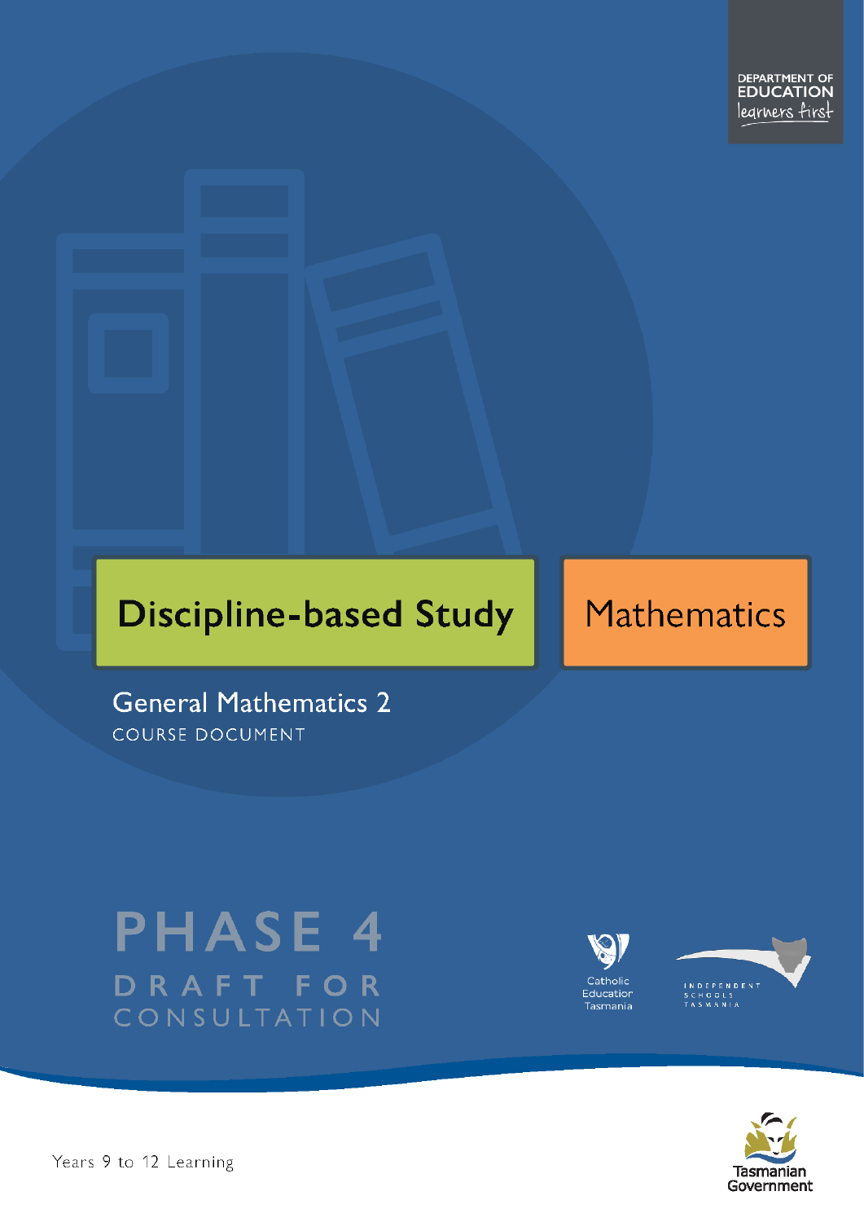DEPARTMENT OF EDUCATION
learners first

# Discipline-based Study

# Mathematics

## General Mathematics 2

COURSE DOCUMENT

PHASE 4

DRAFT FOR CONSULTATION

Catholic Education Tasmania

INDEPENDENT SCHOOLS TASMANIA

Tasmanian Government

Years 9 to 12 Learning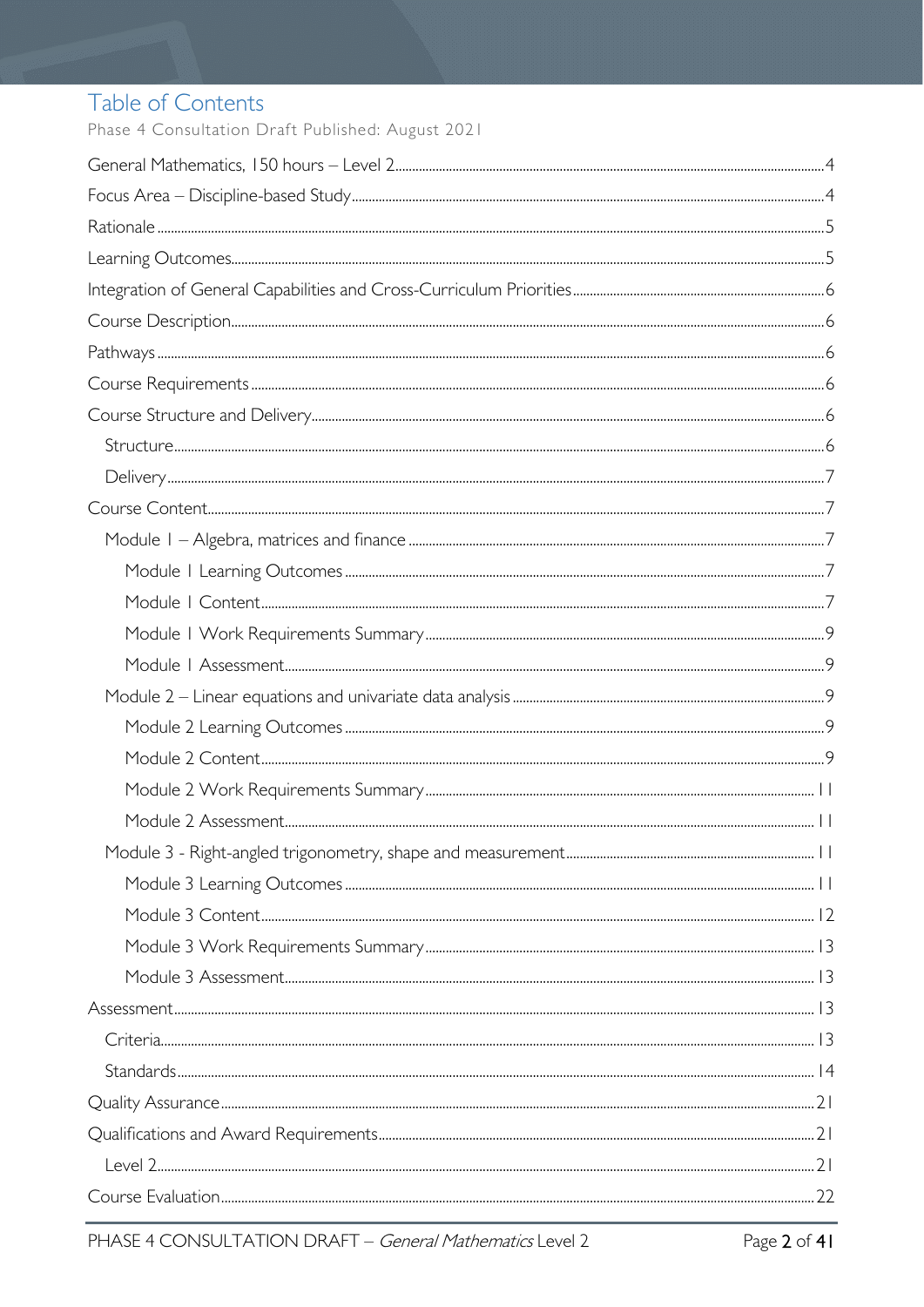# Table of Contents

Phase 4 Consultation Draft Published: August 2021

- General Mathematics, 150 hours – Level 2 .... 4
- Focus Area – Discipline-based Study .... 4
- Rationale .... 5
- Learning Outcomes .... 5
- Integration of General Capabilities and Cross-Curriculum Priorities .... 6
- Course Description .... 6
- Pathways .... 6
- Course Requirements .... 6
- Course Structure and Delivery .... 6
  - Structure .... 6
  - Delivery .... 7
- Course Content .... 7
  - Module 1 – Algebra, matrices and finance .... 7
    - Module 1 Learning Outcomes .... 7
    - Module 1 Content .... 7
    - Module 1 Work Requirements Summary .... 9
    - Module 1 Assessment .... 9
  - Module 2 – Linear equations and univariate data analysis .... 9
    - Module 2 Learning Outcomes .... 9
    - Module 2 Content .... 9
    - Module 2 Work Requirements Summary .... 11
    - Module 2 Assessment .... 11
  - Module 3 - Right-angled trigonometry, shape and measurement .... 11
    - Module 3 Learning Outcomes .... 11
    - Module 3 Content .... 12
    - Module 3 Work Requirements Summary .... 13
    - Module 3 Assessment .... 13
- Assessment .... 13
  - Criteria .... 13
  - Standards .... 14
- Quality Assurance .... 21
- Qualifications and Award Requirements .... 21
  - Level 2 .... 21
- Course Evaluation .... 22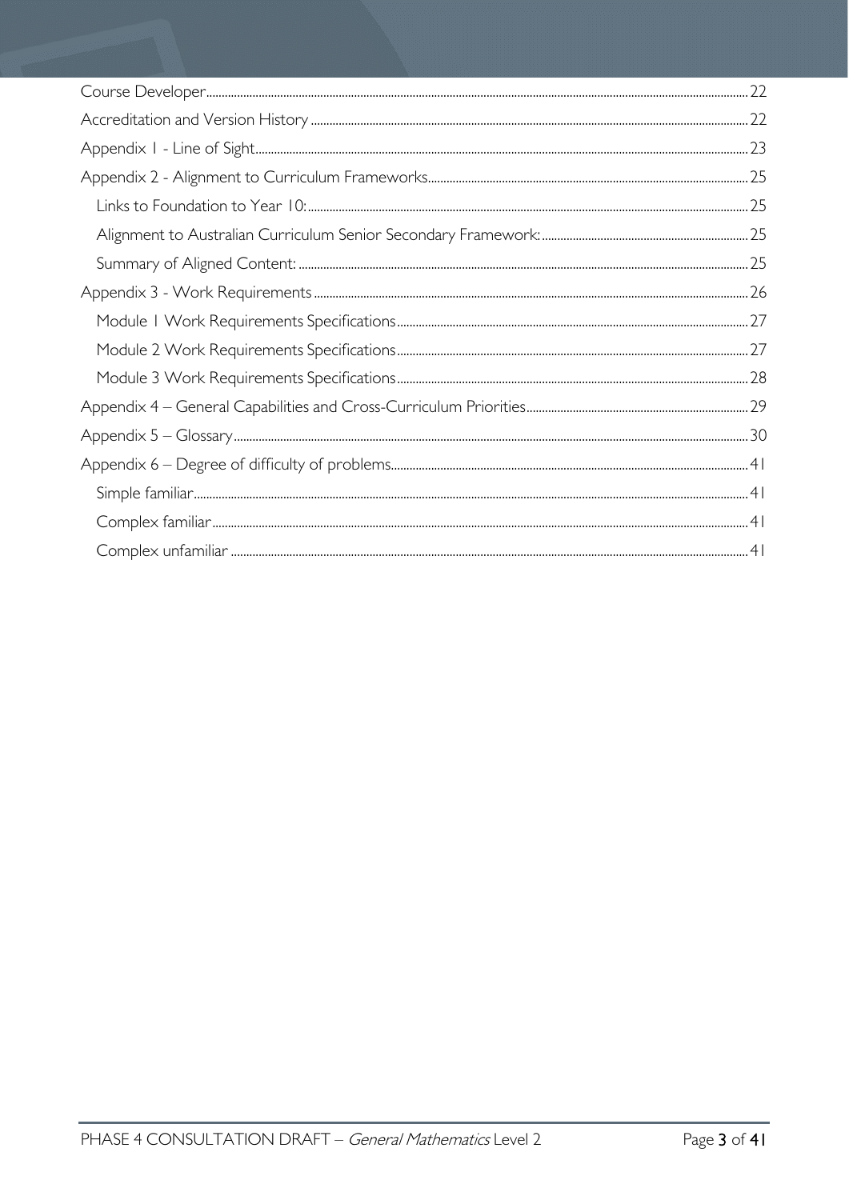Course Developer ..... 22

Accreditation and Version History ..... 22

Appendix 1 - Line of Sight ..... 23

Appendix 2 - Alignment to Curriculum Frameworks ..... 25

- Links to Foundation to Year 10: ..... 25
- Alignment to Australian Curriculum Senior Secondary Framework: ..... 25
- Summary of Aligned Content: ..... 25

Appendix 3 - Work Requirements ..... 26

- Module 1 Work Requirements Specifications ..... 27
- Module 2 Work Requirements Specifications ..... 27
- Module 3 Work Requirements Specifications ..... 28

Appendix 4 – General Capabilities and Cross-Curriculum Priorities ..... 29

Appendix 5 – Glossary ..... 30

Appendix 6 – Degree of difficulty of problems ..... 41

- Simple familiar ..... 41
- Complex familiar ..... 41
- Complex unfamiliar ..... 41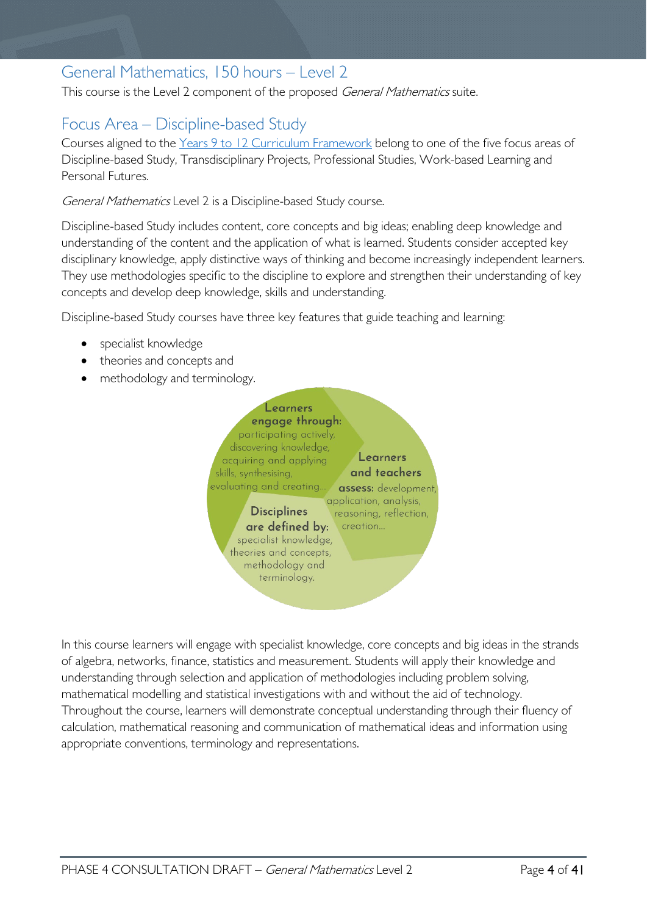## General Mathematics, 150 hours – Level 2

This course is the Level 2 component of the proposed *General Mathematics* suite.

## Focus Area – Discipline-based Study

Courses aligned to the [Years 9 to 12 Curriculum Framework] belong to one of the five focus areas of Discipline-based Study, Transdisciplinary Projects, Professional Studies, Work-based Learning and Personal Futures.

*General Mathematics* Level 2 is a Discipline-based Study course.

Discipline-based Study includes content, core concepts and big ideas; enabling deep knowledge and understanding of the content and the application of what is learned. Students consider accepted key disciplinary knowledge, apply distinctive ways of thinking and become increasingly independent learners. They use methodologies specific to the discipline to explore and strengthen their understanding of key concepts and develop deep knowledge, skills and understanding.

Discipline-based Study courses have three key features that guide teaching and learning:

- specialist knowledge
- theories and concepts and
- methodology and terminology.

**Learners engage through:** participating actively, discovering knowledge, acquiring and applying skills, synthesising, evaluating and creating…

**Learners and teachers assess:** development, application, analysis, reasoning, reflection, creation…

**Disciplines are defined by:** specialist knowledge, theories and concepts, methodology and terminology.

In this course learners will engage with specialist knowledge, core concepts and big ideas in the strands of algebra, networks, finance, statistics and measurement. Students will apply their knowledge and understanding through selection and application of methodologies including problem solving, mathematical modelling and statistical investigations with and without the aid of technology. Throughout the course, learners will demonstrate conceptual understanding through their fluency of calculation, mathematical reasoning and communication of mathematical ideas and information using appropriate conventions, terminology and representations.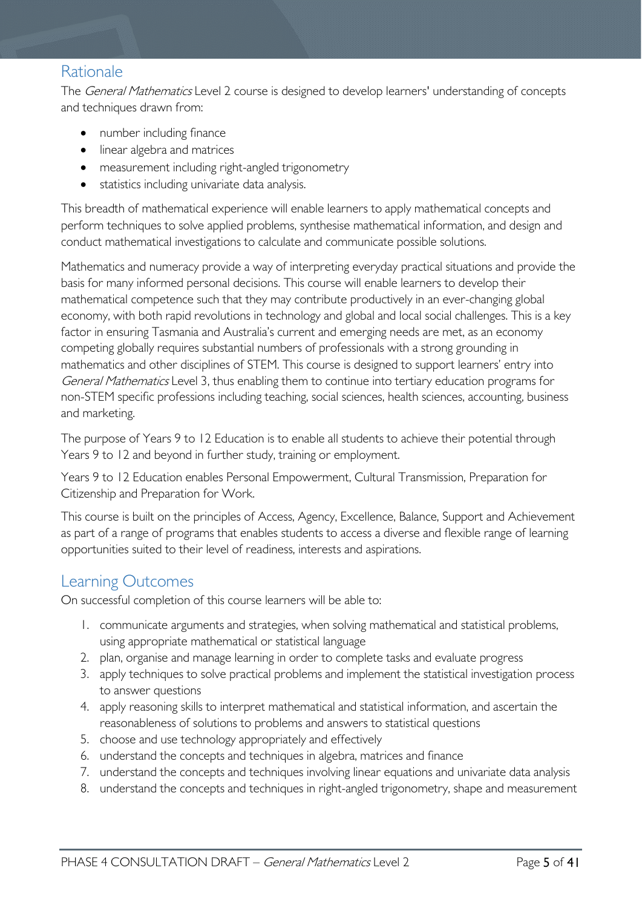## Rationale

The *General Mathematics* Level 2 course is designed to develop learners' understanding of concepts and techniques drawn from:

- number including finance
- linear algebra and matrices
- measurement including right-angled trigonometry
- statistics including univariate data analysis.

This breadth of mathematical experience will enable learners to apply mathematical concepts and perform techniques to solve applied problems, synthesise mathematical information, and design and conduct mathematical investigations to calculate and communicate possible solutions.

Mathematics and numeracy provide a way of interpreting everyday practical situations and provide the basis for many informed personal decisions. This course will enable learners to develop their mathematical competence such that they may contribute productively in an ever-changing global economy, with both rapid revolutions in technology and global and local social challenges. This is a key factor in ensuring Tasmania and Australia's current and emerging needs are met, as an economy competing globally requires substantial numbers of professionals with a strong grounding in mathematics and other disciplines of STEM. This course is designed to support learners' entry into *General Mathematics* Level 3, thus enabling them to continue into tertiary education programs for non-STEM specific professions including teaching, social sciences, health sciences, accounting, business and marketing.

The purpose of Years 9 to 12 Education is to enable all students to achieve their potential through Years 9 to 12 and beyond in further study, training or employment.

Years 9 to 12 Education enables Personal Empowerment, Cultural Transmission, Preparation for Citizenship and Preparation for Work.

This course is built on the principles of Access, Agency, Excellence, Balance, Support and Achievement as part of a range of programs that enables students to access a diverse and flexible range of learning opportunities suited to their level of readiness, interests and aspirations.

## Learning Outcomes

On successful completion of this course learners will be able to:

1. communicate arguments and strategies, when solving mathematical and statistical problems, using appropriate mathematical or statistical language
2. plan, organise and manage learning in order to complete tasks and evaluate progress
3. apply techniques to solve practical problems and implement the statistical investigation process to answer questions
4. apply reasoning skills to interpret mathematical and statistical information, and ascertain the reasonableness of solutions to problems and answers to statistical questions
5. choose and use technology appropriately and effectively
6. understand the concepts and techniques in algebra, matrices and finance
7. understand the concepts and techniques involving linear equations and univariate data analysis
8. understand the concepts and techniques in right-angled trigonometry, shape and measurement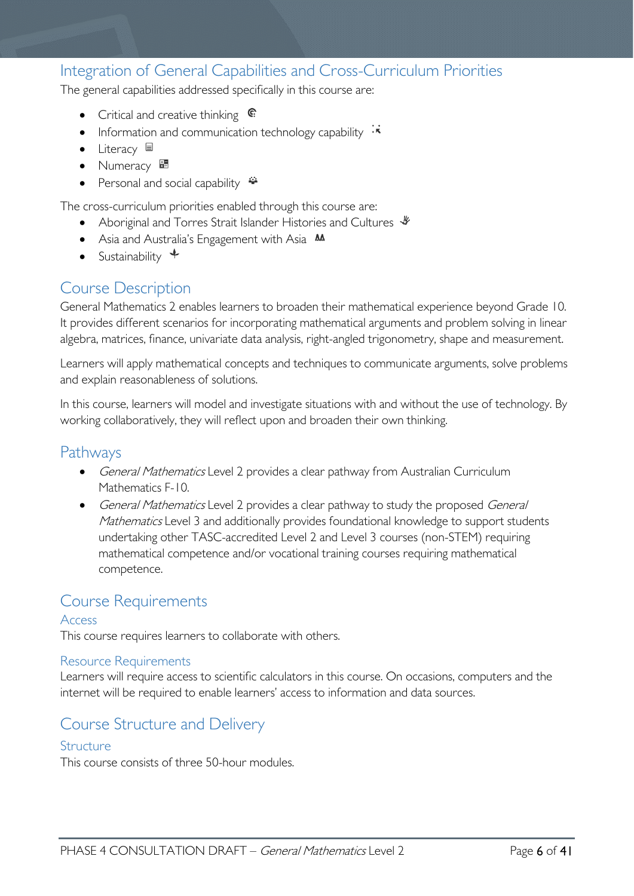## Integration of General Capabilities and Cross-Curriculum Priorities

The general capabilities addressed specifically in this course are:

- Critical and creative thinking
- Information and communication technology capability
- Literacy
- Numeracy
- Personal and social capability

The cross-curriculum priorities enabled through this course are:

- Aboriginal and Torres Strait Islander Histories and Cultures
- Asia and Australia's Engagement with Asia
- Sustainability

## Course Description

General Mathematics 2 enables learners to broaden their mathematical experience beyond Grade 10. It provides different scenarios for incorporating mathematical arguments and problem solving in linear algebra, matrices, finance, univariate data analysis, right-angled trigonometry, shape and measurement.

Learners will apply mathematical concepts and techniques to communicate arguments, solve problems and explain reasonableness of solutions.

In this course, learners will model and investigate situations with and without the use of technology. By working collaboratively, they will reflect upon and broaden their own thinking.

## Pathways

- *General Mathematics* Level 2 provides a clear pathway from Australian Curriculum Mathematics F-10.
- *General Mathematics* Level 2 provides a clear pathway to study the proposed *General Mathematics* Level 3 and additionally provides foundational knowledge to support students undertaking other TASC-accredited Level 2 and Level 3 courses (non-STEM) requiring mathematical competence and/or vocational training courses requiring mathematical competence.

## Course Requirements

### Access

This course requires learners to collaborate with others.

### Resource Requirements

Learners will require access to scientific calculators in this course. On occasions, computers and the internet will be required to enable learners' access to information and data sources.

## Course Structure and Delivery

### Structure

This course consists of three 50-hour modules.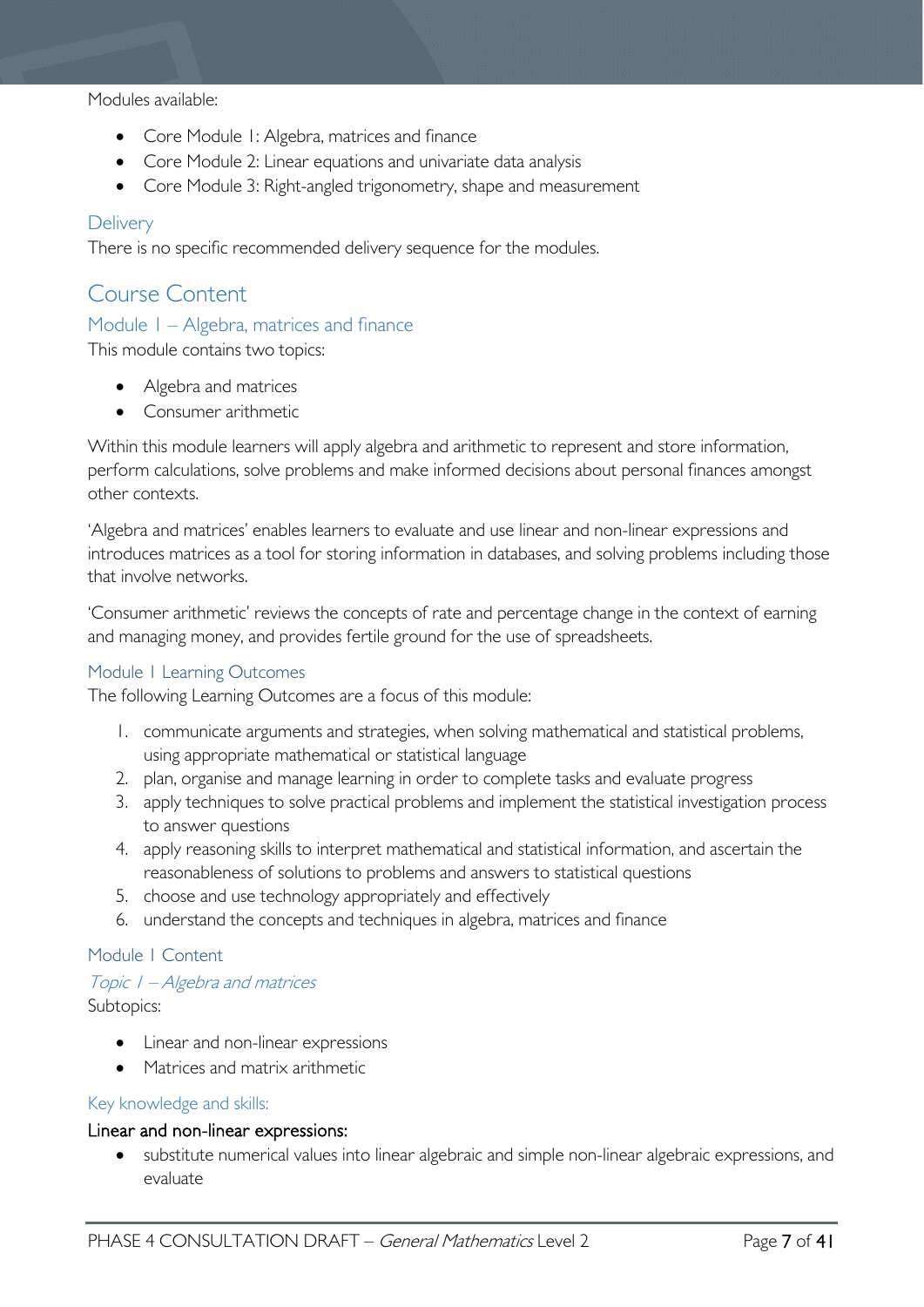Modules available:

- Core Module 1: Algebra, matrices and finance
- Core Module 2: Linear equations and univariate data analysis
- Core Module 3: Right-angled trigonometry, shape and measurement

### Delivery

There is no specific recommended delivery sequence for the modules.

## Course Content

### Module 1 – Algebra, matrices and finance

This module contains two topics:

- Algebra and matrices
- Consumer arithmetic

Within this module learners will apply algebra and arithmetic to represent and store information, perform calculations, solve problems and make informed decisions about personal finances amongst other contexts.

'Algebra and matrices' enables learners to evaluate and use linear and non-linear expressions and introduces matrices as a tool for storing information in databases, and solving problems including those that involve networks.

'Consumer arithmetic' reviews the concepts of rate and percentage change in the context of earning and managing money, and provides fertile ground for the use of spreadsheets.

#### Module 1 Learning Outcomes

The following Learning Outcomes are a focus of this module:

1. communicate arguments and strategies, when solving mathematical and statistical problems, using appropriate mathematical or statistical language
2. plan, organise and manage learning in order to complete tasks and evaluate progress
3. apply techniques to solve practical problems and implement the statistical investigation process to answer questions
4. apply reasoning skills to interpret mathematical and statistical information, and ascertain the reasonableness of solutions to problems and answers to statistical questions
5. choose and use technology appropriately and effectively
6. understand the concepts and techniques in algebra, matrices and finance

#### Module 1 Content

##### *Topic 1 – Algebra and matrices*

Subtopics:

- Linear and non-linear expressions
- Matrices and matrix arithmetic

#### Key knowledge and skills:

**Linear and non-linear expressions:**

- substitute numerical values into linear algebraic and simple non-linear algebraic expressions, and evaluate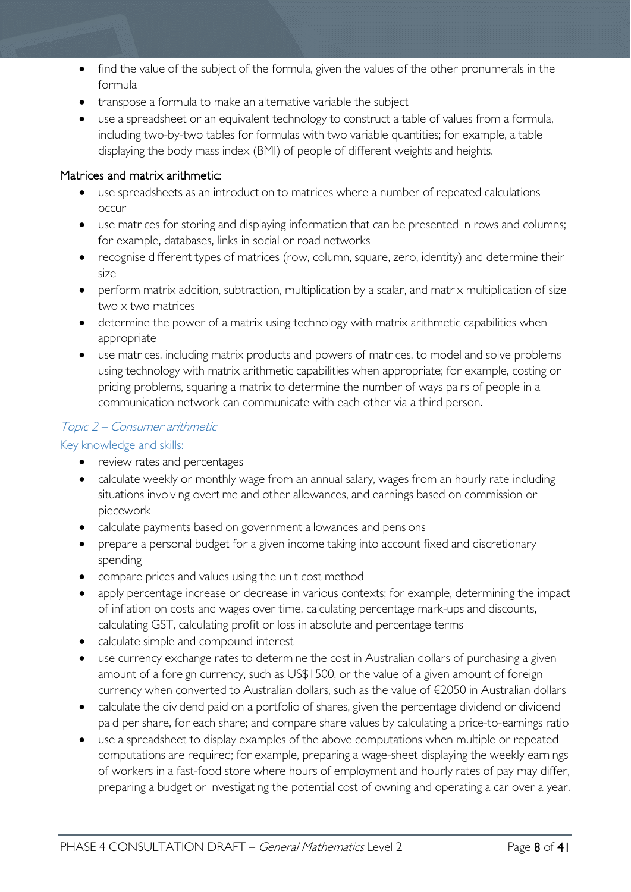- find the value of the subject of the formula, given the values of the other pronumerals in the formula
- transpose a formula to make an alternative variable the subject
- use a spreadsheet or an equivalent technology to construct a table of values from a formula, including two-by-two tables for formulas with two variable quantities; for example, a table displaying the body mass index (BMI) of people of different weights and heights.

Matrices and matrix arithmetic:

- use spreadsheets as an introduction to matrices where a number of repeated calculations occur
- use matrices for storing and displaying information that can be presented in rows and columns; for example, databases, links in social or road networks
- recognise different types of matrices (row, column, square, zero, identity) and determine their size
- perform matrix addition, subtraction, multiplication by a scalar, and matrix multiplication of size two x two matrices
- determine the power of a matrix using technology with matrix arithmetic capabilities when appropriate
- use matrices, including matrix products and powers of matrices, to model and solve problems using technology with matrix arithmetic capabilities when appropriate; for example, costing or pricing problems, squaring a matrix to determine the number of ways pairs of people in a communication network can communicate with each other via a third person.

### *Topic 2 – Consumer arithmetic*

#### Key knowledge and skills:

- review rates and percentages
- calculate weekly or monthly wage from an annual salary, wages from an hourly rate including situations involving overtime and other allowances, and earnings based on commission or piecework
- calculate payments based on government allowances and pensions
- prepare a personal budget for a given income taking into account fixed and discretionary spending
- compare prices and values using the unit cost method
- apply percentage increase or decrease in various contexts; for example, determining the impact of inflation on costs and wages over time, calculating percentage mark-ups and discounts, calculating GST, calculating profit or loss in absolute and percentage terms
- calculate simple and compound interest
- use currency exchange rates to determine the cost in Australian dollars of purchasing a given amount of a foreign currency, such as US$1500, or the value of a given amount of foreign currency when converted to Australian dollars, such as the value of €2050 in Australian dollars
- calculate the dividend paid on a portfolio of shares, given the percentage dividend or dividend paid per share, for each share; and compare share values by calculating a price-to-earnings ratio
- use a spreadsheet to display examples of the above computations when multiple or repeated computations are required; for example, preparing a wage-sheet displaying the weekly earnings of workers in a fast-food store where hours of employment and hourly rates of pay may differ, preparing a budget or investigating the potential cost of owning and operating a car over a year.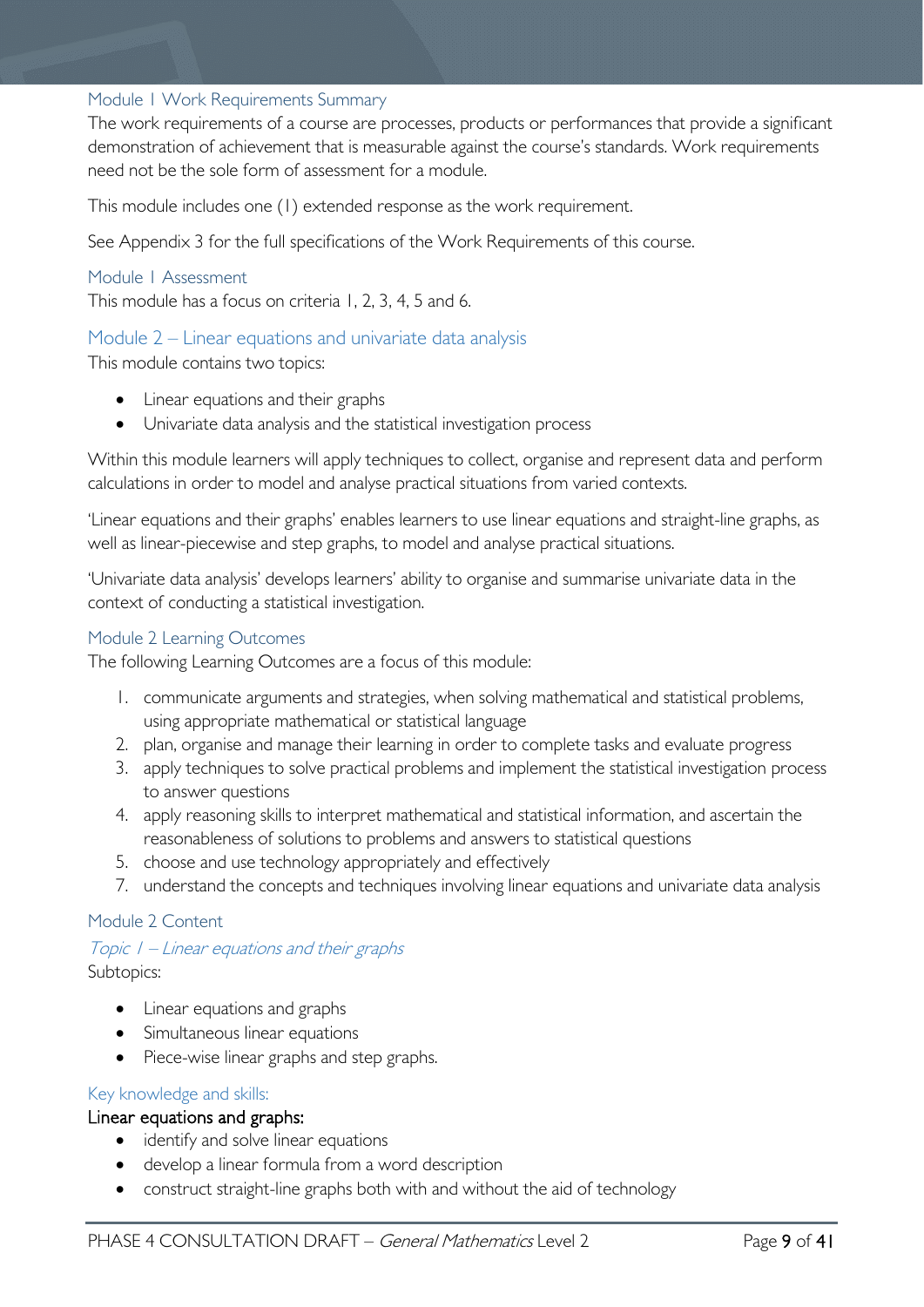### Module 1 Work Requirements Summary

The work requirements of a course are processes, products or performances that provide a significant demonstration of achievement that is measurable against the course's standards. Work requirements need not be the sole form of assessment for a module.

This module includes one (1) extended response as the work requirement.

See Appendix 3 for the full specifications of the Work Requirements of this course.

### Module 1 Assessment

This module has a focus on criteria 1, 2, 3, 4, 5 and 6.

## Module 2 – Linear equations and univariate data analysis

This module contains two topics:

- Linear equations and their graphs
- Univariate data analysis and the statistical investigation process

Within this module learners will apply techniques to collect, organise and represent data and perform calculations in order to model and analyse practical situations from varied contexts.

'Linear equations and their graphs' enables learners to use linear equations and straight-line graphs, as well as linear-piecewise and step graphs, to model and analyse practical situations.

'Univariate data analysis' develops learners' ability to organise and summarise univariate data in the context of conducting a statistical investigation.

### Module 2 Learning Outcomes

The following Learning Outcomes are a focus of this module:

1. communicate arguments and strategies, when solving mathematical and statistical problems, using appropriate mathematical or statistical language
2. plan, organise and manage their learning in order to complete tasks and evaluate progress
3. apply techniques to solve practical problems and implement the statistical investigation process to answer questions
4. apply reasoning skills to interpret mathematical and statistical information, and ascertain the reasonableness of solutions to problems and answers to statistical questions
5. choose and use technology appropriately and effectively

7. understand the concepts and techniques involving linear equations and univariate data analysis

### Module 2 Content

#### *Topic 1 – Linear equations and their graphs*

Subtopics:

- Linear equations and graphs
- Simultaneous linear equations
- Piece-wise linear graphs and step graphs.

#### Key knowledge and skills:

**Linear equations and graphs:**

- identify and solve linear equations
- develop a linear formula from a word description
- construct straight-line graphs both with and without the aid of technology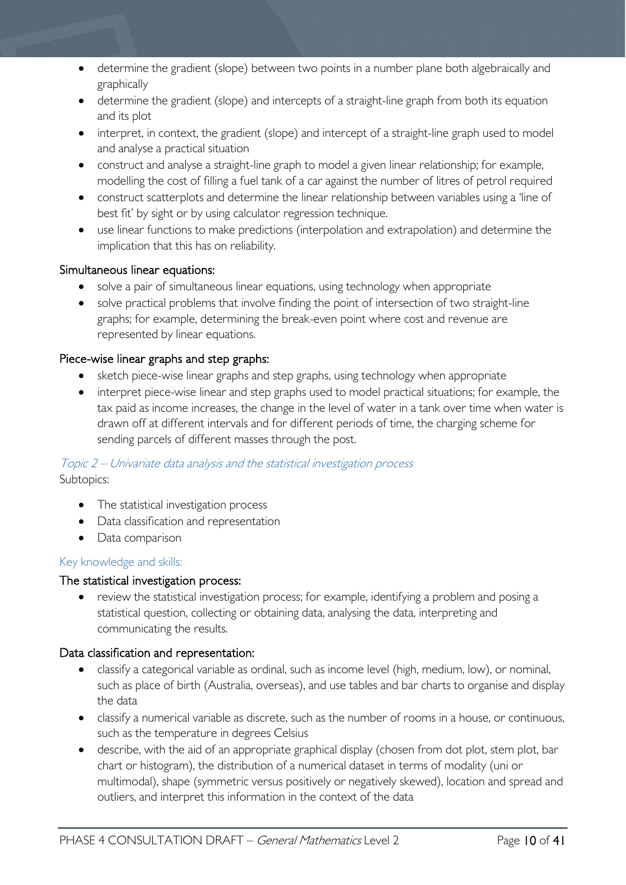- determine the gradient (slope) between two points in a number plane both algebraically and graphically
- determine the gradient (slope) and intercepts of a straight-line graph from both its equation and its plot
- interpret, in context, the gradient (slope) and intercept of a straight-line graph used to model and analyse a practical situation
- construct and analyse a straight-line graph to model a given linear relationship; for example, modelling the cost of filling a fuel tank of a car against the number of litres of petrol required
- construct scatterplots and determine the linear relationship between variables using a 'line of best fit' by sight or by using calculator regression technique.
- use linear functions to make predictions (interpolation and extrapolation) and determine the implication that this has on reliability.

#### Simultaneous linear equations:

- solve a pair of simultaneous linear equations, using technology when appropriate
- solve practical problems that involve finding the point of intersection of two straight-line graphs; for example, determining the break-even point where cost and revenue are represented by linear equations.

#### Piece-wise linear graphs and step graphs:

- sketch piece-wise linear graphs and step graphs, using technology when appropriate
- interpret piece-wise linear and step graphs used to model practical situations; for example, the tax paid as income increases, the change in the level of water in a tank over time when water is drawn off at different intervals and for different periods of time, the charging scheme for sending parcels of different masses through the post.

### *Topic 2 – Univariate data analysis and the statistical investigation process*

Subtopics:

- The statistical investigation process
- Data classification and representation
- Data comparison

#### Key knowledge and skills:

#### The statistical investigation process:

- review the statistical investigation process; for example, identifying a problem and posing a statistical question, collecting or obtaining data, analysing the data, interpreting and communicating the results.

#### Data classification and representation:

- classify a categorical variable as ordinal, such as income level (high, medium, low), or nominal, such as place of birth (Australia, overseas), and use tables and bar charts to organise and display the data
- classify a numerical variable as discrete, such as the number of rooms in a house, or continuous, such as the temperature in degrees Celsius
- describe, with the aid of an appropriate graphical display (chosen from dot plot, stem plot, bar chart or histogram), the distribution of a numerical dataset in terms of modality (uni or multimodal), shape (symmetric versus positively or negatively skewed), location and spread and outliers, and interpret this information in the context of the data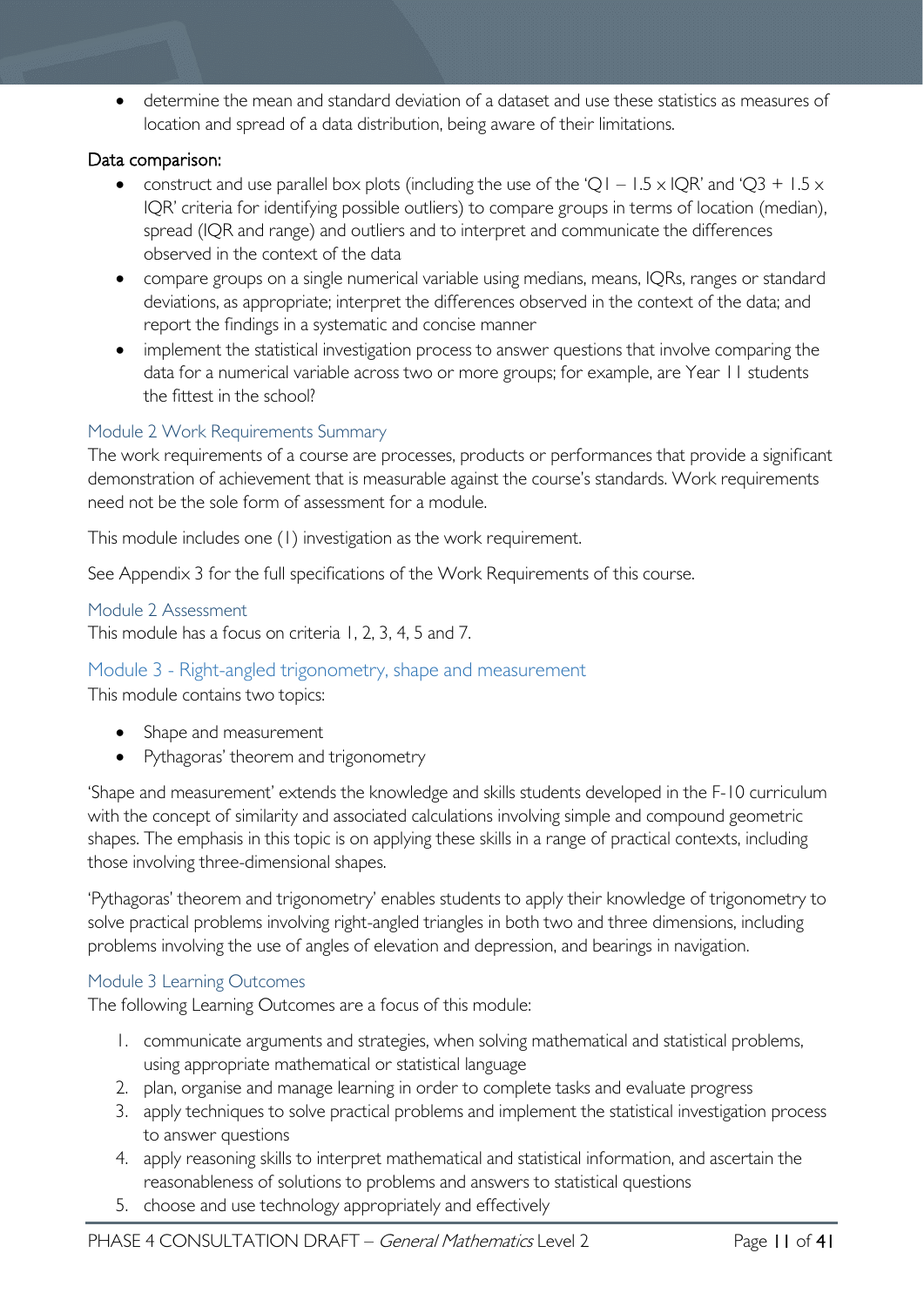- determine the mean and standard deviation of a dataset and use these statistics as measures of location and spread of a data distribution, being aware of their limitations.

**Data comparison:**

- construct and use parallel box plots (including the use of the '$Q1 - 1.5 \times IQR$' and '$Q3 + 1.5 \times IQR$' criteria for identifying possible outliers) to compare groups in terms of location (median), spread (IQR and range) and outliers and to interpret and communicate the differences observed in the context of the data
- compare groups on a single numerical variable using medians, means, IQRs, ranges or standard deviations, as appropriate; interpret the differences observed in the context of the data; and report the findings in a systematic and concise manner
- implement the statistical investigation process to answer questions that involve comparing the data for a numerical variable across two or more groups; for example, are Year 11 students the fittest in the school?

### Module 2 Work Requirements Summary

The work requirements of a course are processes, products or performances that provide a significant demonstration of achievement that is measurable against the course's standards. Work requirements need not be the sole form of assessment for a module.

This module includes one (1) investigation as the work requirement.

See Appendix 3 for the full specifications of the Work Requirements of this course.

### Module 2 Assessment

This module has a focus on criteria 1, 2, 3, 4, 5 and 7.

## Module 3 - Right-angled trigonometry, shape and measurement

This module contains two topics:

- Shape and measurement
- Pythagoras' theorem and trigonometry

'Shape and measurement' extends the knowledge and skills students developed in the F-10 curriculum with the concept of similarity and associated calculations involving simple and compound geometric shapes. The emphasis in this topic is on applying these skills in a range of practical contexts, including those involving three-dimensional shapes.

'Pythagoras' theorem and trigonometry' enables students to apply their knowledge of trigonometry to solve practical problems involving right-angled triangles in both two and three dimensions, including problems involving the use of angles of elevation and depression, and bearings in navigation.

### Module 3 Learning Outcomes

The following Learning Outcomes are a focus of this module:

1. communicate arguments and strategies, when solving mathematical and statistical problems, using appropriate mathematical or statistical language
2. plan, organise and manage learning in order to complete tasks and evaluate progress
3. apply techniques to solve practical problems and implement the statistical investigation process to answer questions
4. apply reasoning skills to interpret mathematical and statistical information, and ascertain the reasonableness of solutions to problems and answers to statistical questions
5. choose and use technology appropriately and effectively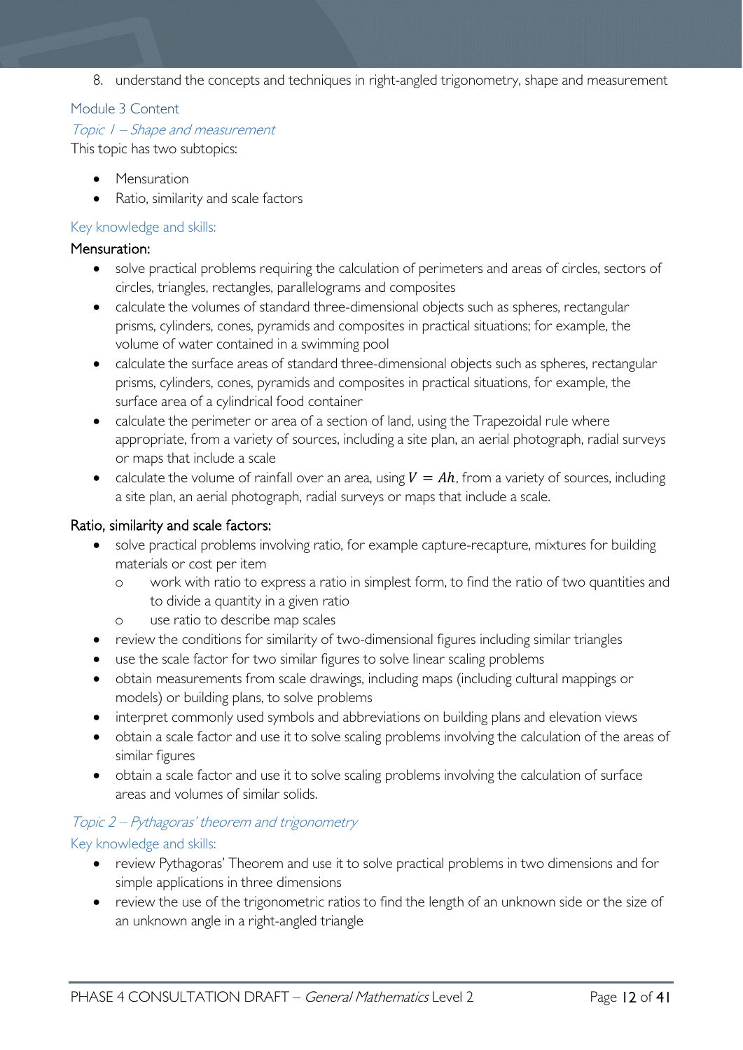8. understand the concepts and techniques in right-angled trigonometry, shape and measurement

## Module 3 Content

### *Topic 1 – Shape and measurement*

This topic has two subtopics:

- Mensuration
- Ratio, similarity and scale factors

#### Key knowledge and skills:

**Mensuration:**

- solve practical problems requiring the calculation of perimeters and areas of circles, sectors of circles, triangles, rectangles, parallelograms and composites
- calculate the volumes of standard three-dimensional objects such as spheres, rectangular prisms, cylinders, cones, pyramids and composites in practical situations; for example, the volume of water contained in a swimming pool
- calculate the surface areas of standard three-dimensional objects such as spheres, rectangular prisms, cylinders, cones, pyramids and composites in practical situations, for example, the surface area of a cylindrical food container
- calculate the perimeter or area of a section of land, using the Trapezoidal rule where appropriate, from a variety of sources, including a site plan, an aerial photograph, radial surveys or maps that include a scale
- calculate the volume of rainfall over an area, using $V = Ah$, from a variety of sources, including a site plan, an aerial photograph, radial surveys or maps that include a scale.

**Ratio, similarity and scale factors:**

- solve practical problems involving ratio, for example capture-recapture, mixtures for building materials or cost per item
  - work with ratio to express a ratio in simplest form, to find the ratio of two quantities and to divide a quantity in a given ratio
  - use ratio to describe map scales
- review the conditions for similarity of two-dimensional figures including similar triangles
- use the scale factor for two similar figures to solve linear scaling problems
- obtain measurements from scale drawings, including maps (including cultural mappings or models) or building plans, to solve problems
- interpret commonly used symbols and abbreviations on building plans and elevation views
- obtain a scale factor and use it to solve scaling problems involving the calculation of the areas of similar figures
- obtain a scale factor and use it to solve scaling problems involving the calculation of surface areas and volumes of similar solids.

### *Topic 2 – Pythagoras' theorem and trigonometry*

#### Key knowledge and skills:

- review Pythagoras' Theorem and use it to solve practical problems in two dimensions and for simple applications in three dimensions
- review the use of the trigonometric ratios to find the length of an unknown side or the size of an unknown angle in a right-angled triangle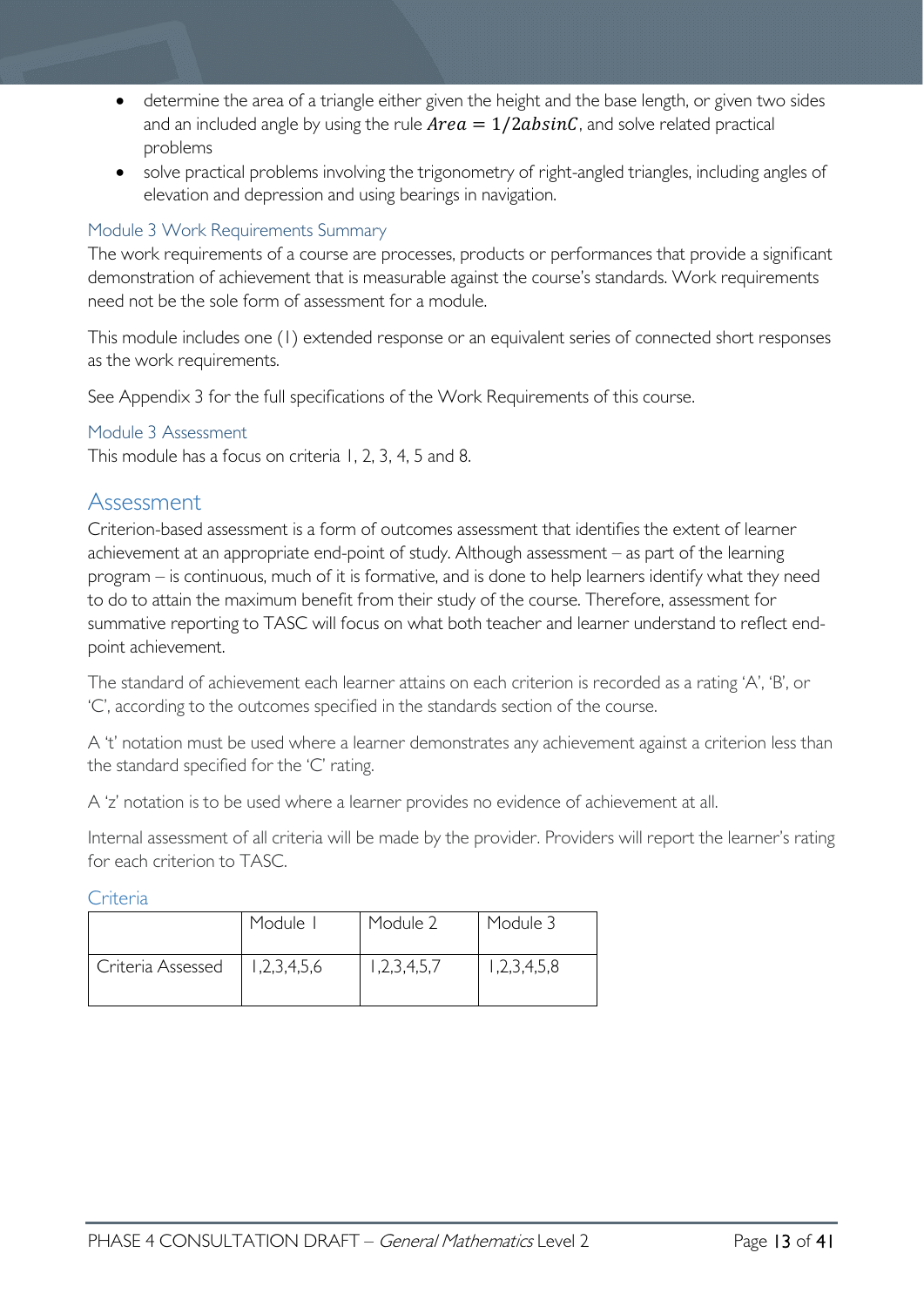- determine the area of a triangle either given the height and the base length, or given two sides and an included angle by using the rule $Area = 1/2absinC$, and solve related practical problems
- solve practical problems involving the trigonometry of right-angled triangles, including angles of elevation and depression and using bearings in navigation.

### Module 3 Work Requirements Summary

The work requirements of a course are processes, products or performances that provide a significant demonstration of achievement that is measurable against the course's standards. Work requirements need not be the sole form of assessment for a module.

This module includes one (1) extended response or an equivalent series of connected short responses as the work requirements.

See Appendix 3 for the full specifications of the Work Requirements of this course.

### Module 3 Assessment

This module has a focus on criteria 1, 2, 3, 4, 5 and 8.

## Assessment

Criterion-based assessment is a form of outcomes assessment that identifies the extent of learner achievement at an appropriate end-point of study. Although assessment – as part of the learning program – is continuous, much of it is formative, and is done to help learners identify what they need to do to attain the maximum benefit from their study of the course. Therefore, assessment for summative reporting to TASC will focus on what both teacher and learner understand to reflect end-point achievement.

The standard of achievement each learner attains on each criterion is recorded as a rating 'A', 'B', or 'C', according to the outcomes specified in the standards section of the course.

A 't' notation must be used where a learner demonstrates any achievement against a criterion less than the standard specified for the 'C' rating.

A 'z' notation is to be used where a learner provides no evidence of achievement at all.

Internal assessment of all criteria will be made by the provider. Providers will report the learner's rating for each criterion to TASC.

### Criteria

| | Module 1 | Module 2 | Module 3 |
|---|---|---|---|
| Criteria Assessed | 1,2,3,4,5,6 | 1,2,3,4,5,7 | 1,2,3,4,5,8 |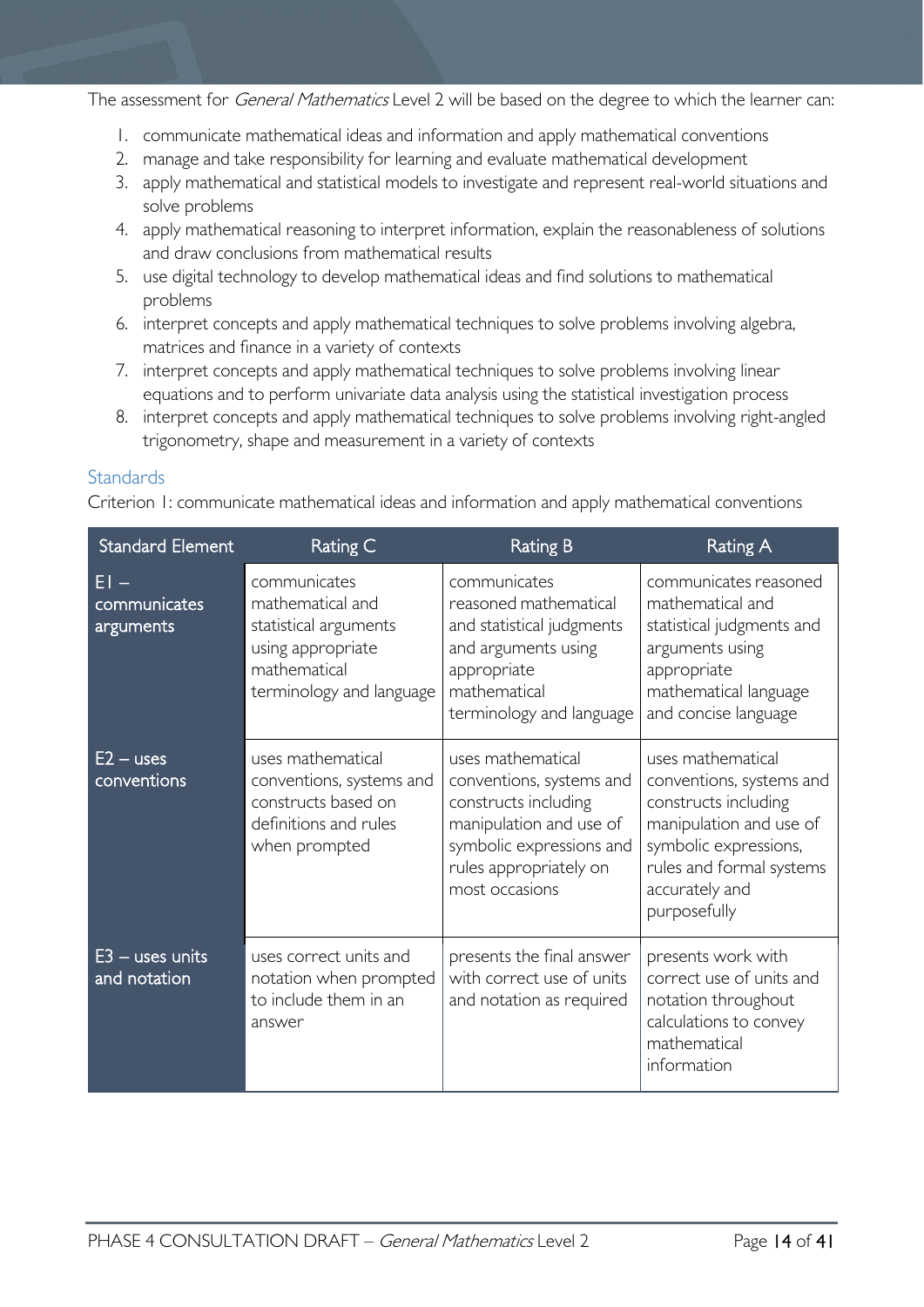The assessment for *General Mathematics* Level 2 will be based on the degree to which the learner can:

1. communicate mathematical ideas and information and apply mathematical conventions
2. manage and take responsibility for learning and evaluate mathematical development
3. apply mathematical and statistical models to investigate and represent real-world situations and solve problems
4. apply mathematical reasoning to interpret information, explain the reasonableness of solutions and draw conclusions from mathematical results
5. use digital technology to develop mathematical ideas and find solutions to mathematical problems
6. interpret concepts and apply mathematical techniques to solve problems involving algebra, matrices and finance in a variety of contexts
7. interpret concepts and apply mathematical techniques to solve problems involving linear equations and to perform univariate data analysis using the statistical investigation process
8. interpret concepts and apply mathematical techniques to solve problems involving right-angled trigonometry, shape and measurement in a variety of contexts

## Standards

Criterion 1: communicate mathematical ideas and information and apply mathematical conventions

| Standard Element | Rating C | Rating B | Rating A |
|---|---|---|---|
| E1 – communicates arguments | communicates mathematical and statistical arguments using appropriate mathematical terminology and language | communicates reasoned mathematical and statistical judgments and arguments using appropriate mathematical terminology and language | communicates reasoned mathematical and statistical judgments and arguments using appropriate mathematical language and concise language |
| E2 – uses conventions | uses mathematical conventions, systems and constructs based on definitions and rules when prompted | uses mathematical conventions, systems and constructs including manipulation and use of symbolic expressions and rules appropriately on most occasions | uses mathematical conventions, systems and constructs including manipulation and use of symbolic expressions, rules and formal systems accurately and purposefully |
| E3 – uses units and notation | uses correct units and notation when prompted to include them in an answer | presents the final answer with correct use of units and notation as required | presents work with correct use of units and notation throughout calculations to convey mathematical information |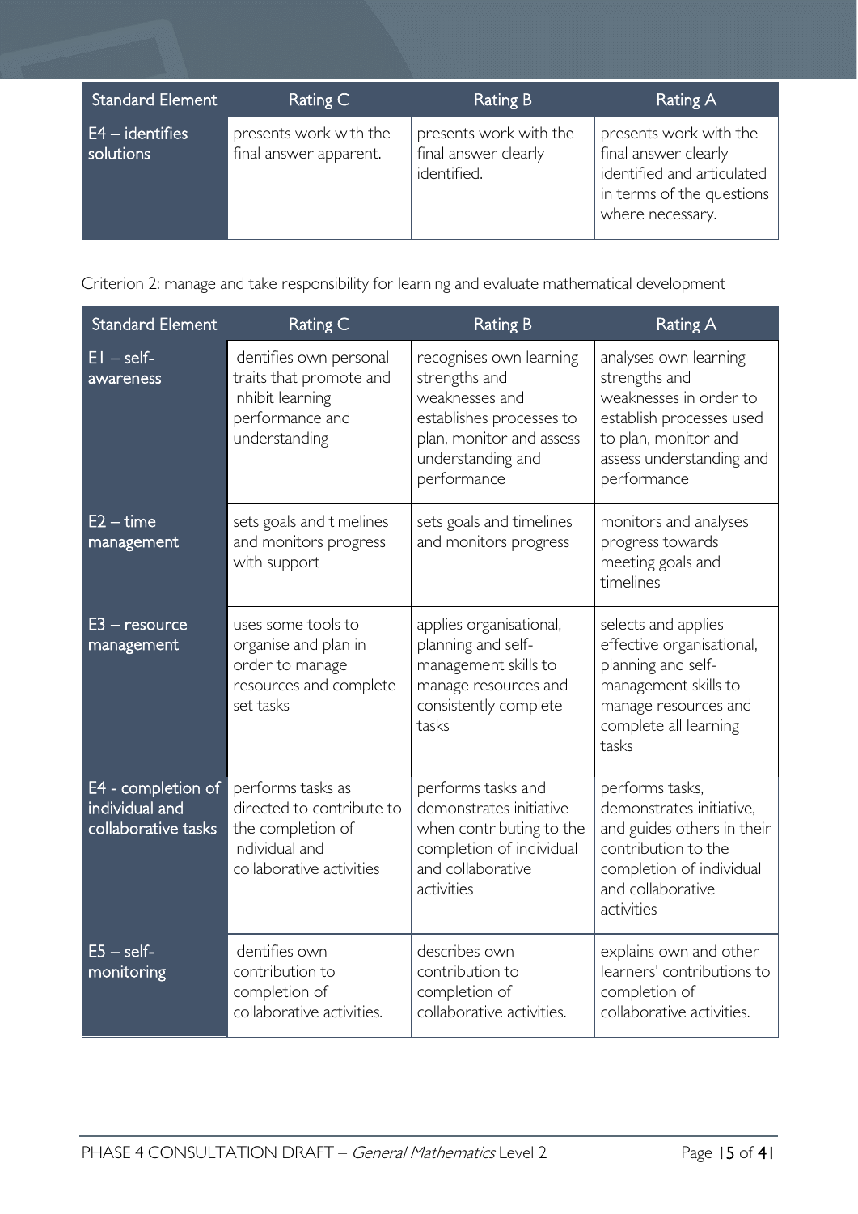| Standard Element | Rating C | Rating B | Rating A |
|---|---|---|---|
| E4 – identifies solutions | presents work with the final answer apparent. | presents work with the final answer clearly identified. | presents work with the final answer clearly identified and articulated in terms of the questions where necessary. |

Criterion 2: manage and take responsibility for learning and evaluate mathematical development

| Standard Element | Rating C | Rating B | Rating A |
|---|---|---|---|
| E1 – self-awareness | identifies own personal traits that promote and inhibit learning performance and understanding | recognises own learning strengths and weaknesses and establishes processes to plan, monitor and assess understanding and performance | analyses own learning strengths and weaknesses in order to establish processes used to plan, monitor and assess understanding and performance |
| E2 – time management | sets goals and timelines and monitors progress with support | sets goals and timelines and monitors progress | monitors and analyses progress towards meeting goals and timelines |
| E3 – resource management | uses some tools to organise and plan in order to manage resources and complete set tasks | applies organisational, planning and self-management skills to manage resources and consistently complete tasks | selects and applies effective organisational, planning and self-management skills to manage resources and complete all learning tasks |
| E4 - completion of individual and collaborative tasks | performs tasks as directed to contribute to the completion of individual and collaborative activities | performs tasks and demonstrates initiative when contributing to the completion of individual and collaborative activities | performs tasks, demonstrates initiative, and guides others in their contribution to the completion of individual and collaborative activities |
| E5 – self-monitoring | identifies own contribution to completion of collaborative activities. | describes own contribution to completion of collaborative activities. | explains own and other learners' contributions to completion of collaborative activities. |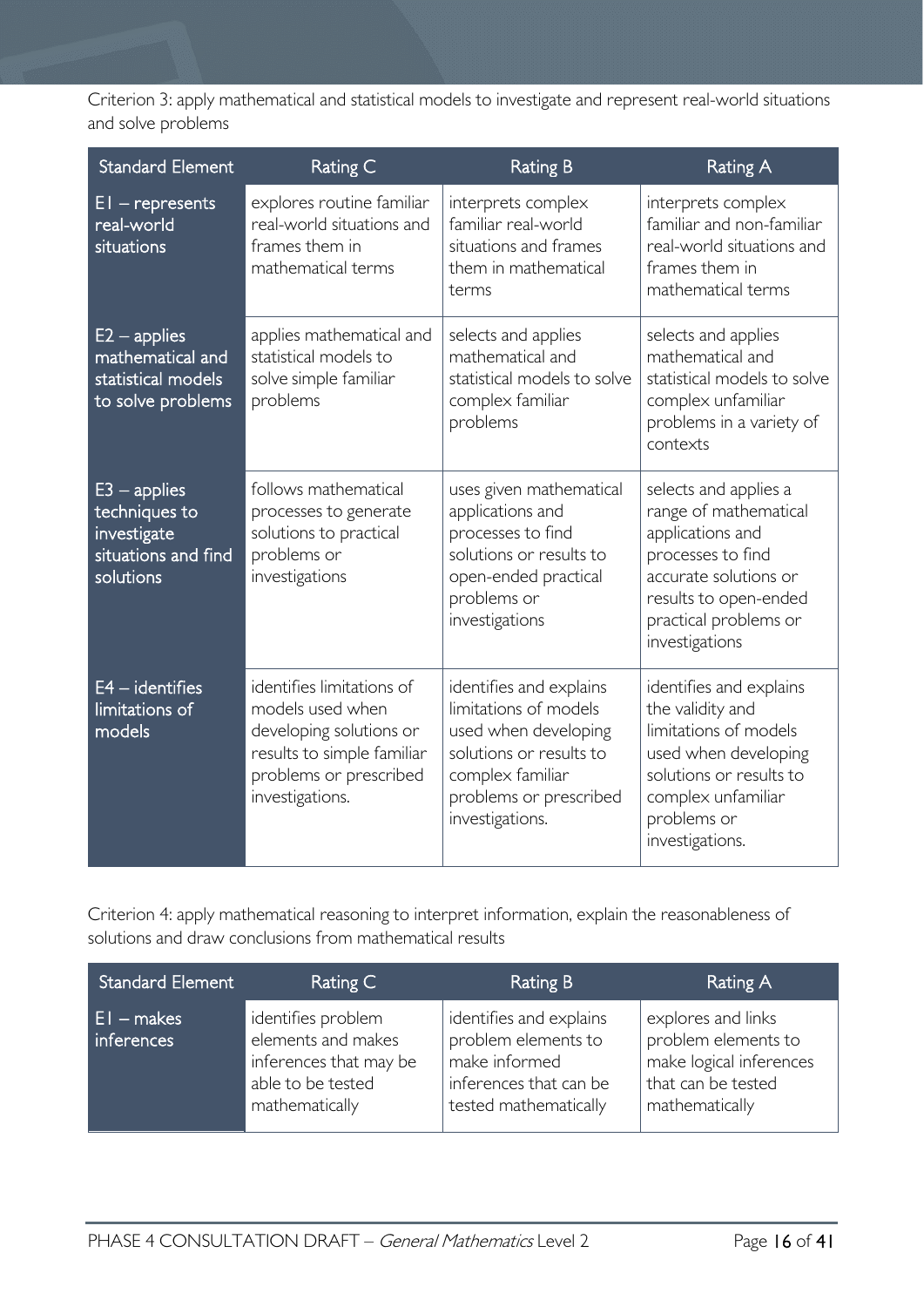Criterion 3: apply mathematical and statistical models to investigate and represent real-world situations and solve problems

| Standard Element | Rating C | Rating B | Rating A |
|---|---|---|---|
| E1 – represents real-world situations | explores routine familiar real-world situations and frames them in mathematical terms | interprets complex familiar real-world situations and frames them in mathematical terms | interprets complex familiar and non-familiar real-world situations and frames them in mathematical terms |
| E2 – applies mathematical and statistical models to solve problems | applies mathematical and statistical models to solve simple familiar problems | selects and applies mathematical and statistical models to solve complex familiar problems | selects and applies mathematical and statistical models to solve complex unfamiliar problems in a variety of contexts |
| E3 – applies techniques to investigate situations and find solutions | follows mathematical processes to generate solutions to practical problems or investigations | uses given mathematical applications and processes to find solutions or results to open-ended practical problems or investigations | selects and applies a range of mathematical applications and processes to find accurate solutions or results to open-ended practical problems or investigations |
| E4 – identifies limitations of models | identifies limitations of models used when developing solutions or results to simple familiar problems or prescribed investigations. | identifies and explains limitations of models used when developing solutions or results to complex familiar problems or prescribed investigations. | identifies and explains the validity and limitations of models used when developing solutions or results to complex unfamiliar problems or investigations. |

Criterion 4: apply mathematical reasoning to interpret information, explain the reasonableness of solutions and draw conclusions from mathematical results

| Standard Element | Rating C | Rating B | Rating A |
|---|---|---|---|
| E1 – makes inferences | identifies problem elements and makes inferences that may be able to be tested mathematically | identifies and explains problem elements to make informed inferences that can be tested mathematically | explores and links problem elements to make logical inferences that can be tested mathematically |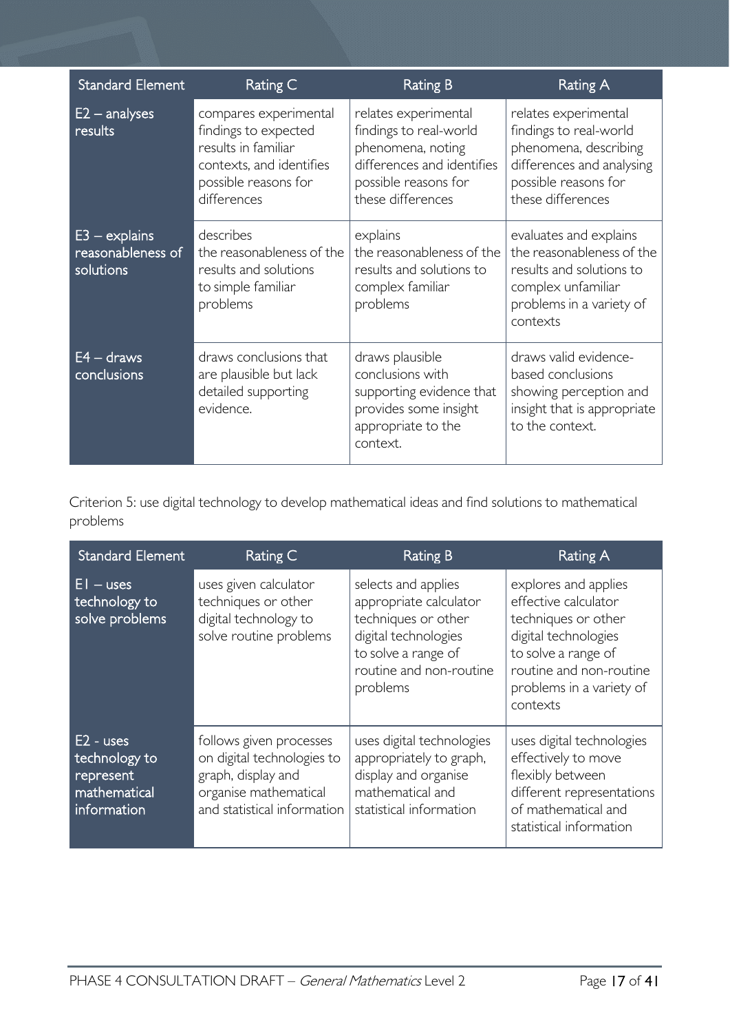| Standard Element | Rating C | Rating B | Rating A |
|---|---|---|---|
| E2 – analyses results | compares experimental findings to expected results in familiar contexts, and identifies possible reasons for differences | relates experimental findings to real-world phenomena, noting differences and identifies possible reasons for these differences | relates experimental findings to real-world phenomena, describing differences and analysing possible reasons for these differences |
| E3 – explains reasonableness of solutions | describes the reasonableness of the results and solutions to simple familiar problems | explains the reasonableness of the results and solutions to complex familiar problems | evaluates and explains the reasonableness of the results and solutions to complex unfamiliar problems in a variety of contexts |
| E4 – draws conclusions | draws conclusions that are plausible but lack detailed supporting evidence. | draws plausible conclusions with supporting evidence that provides some insight appropriate to the context. | draws valid evidence-based conclusions showing perception and insight that is appropriate to the context. |

Criterion 5: use digital technology to develop mathematical ideas and find solutions to mathematical problems

| Standard Element | Rating C | Rating B | Rating A |
|---|---|---|---|
| E1 – uses technology to solve problems | uses given calculator techniques or other digital technology to solve routine problems | selects and applies appropriate calculator techniques or other digital technologies to solve a range of routine and non-routine problems | explores and applies effective calculator techniques or other digital technologies to solve a range of routine and non-routine problems in a variety of contexts |
| E2 - uses technology to represent mathematical information | follows given processes on digital technologies to graph, display and organise mathematical and statistical information | uses digital technologies appropriately to graph, display and organise mathematical and statistical information | uses digital technologies effectively to move flexibly between different representations of mathematical and statistical information |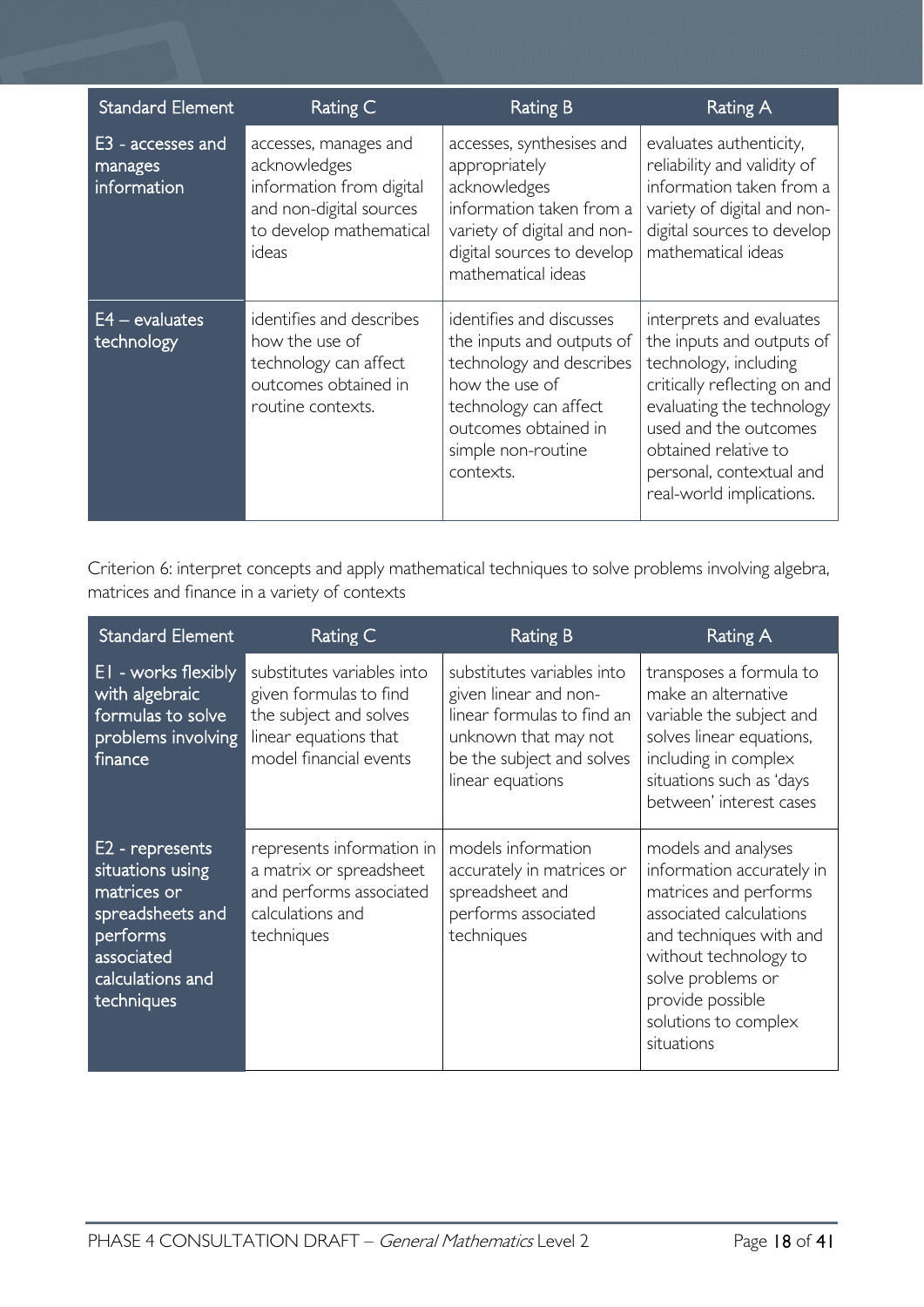| Standard Element | Rating C | Rating B | Rating A |
|---|---|---|---|
| E3 - accesses and manages information | accesses, manages and acknowledges information from digital and non-digital sources to develop mathematical ideas | accesses, synthesises and appropriately acknowledges information taken from a variety of digital and non-digital sources to develop mathematical ideas | evaluates authenticity, reliability and validity of information taken from a variety of digital and non-digital sources to develop mathematical ideas |
| E4 – evaluates technology | identifies and describes how the use of technology can affect outcomes obtained in routine contexts. | identifies and discusses the inputs and outputs of technology and describes how the use of technology can affect outcomes obtained in simple non-routine contexts. | interprets and evaluates the inputs and outputs of technology, including critically reflecting on and evaluating the technology used and the outcomes obtained relative to personal, contextual and real-world implications. |

Criterion 6: interpret concepts and apply mathematical techniques to solve problems involving algebra, matrices and finance in a variety of contexts

| Standard Element | Rating C | Rating B | Rating A |
|---|---|---|---|
| E1 - works flexibly with algebraic formulas to solve problems involving finance | substitutes variables into given formulas to find the subject and solves linear equations that model financial events | substitutes variables into given linear and non-linear formulas to find an unknown that may not be the subject and solves linear equations | transposes a formula to make an alternative variable the subject and solves linear equations, including in complex situations such as 'days between' interest cases |
| E2 - represents situations using matrices or spreadsheets and performs associated calculations and techniques | represents information in a matrix or spreadsheet and performs associated calculations and techniques | models information accurately in matrices or spreadsheet and performs associated techniques | models and analyses information accurately in matrices and performs associated calculations and techniques with and without technology to solve problems or provide possible solutions to complex situations |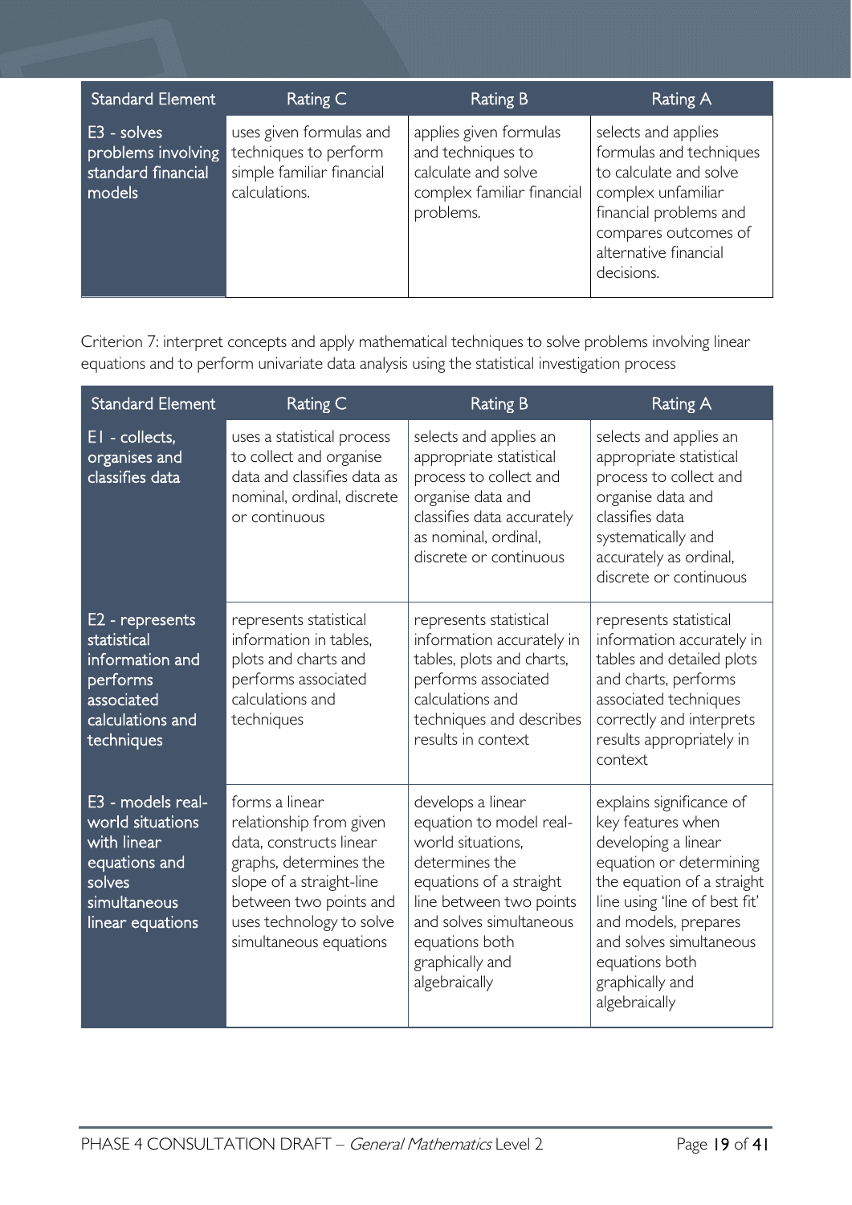| Standard Element | Rating C | Rating B | Rating A |
| --- | --- | --- | --- |
| E3 - solves problems involving standard financial models | uses given formulas and techniques to perform simple familiar financial calculations. | applies given formulas and techniques to calculate and solve complex familiar financial problems. | selects and applies formulas and techniques to calculate and solve complex unfamiliar financial problems and compares outcomes of alternative financial decisions. |

Criterion 7: interpret concepts and apply mathematical techniques to solve problems involving linear equations and to perform univariate data analysis using the statistical investigation process

| Standard Element | Rating C | Rating B | Rating A |
| --- | --- | --- | --- |
| E1 - collects, organises and classifies data | uses a statistical process to collect and organise data and classifies data as nominal, ordinal, discrete or continuous | selects and applies an appropriate statistical process to collect and organise data and classifies data accurately as nominal, ordinal, discrete or continuous | selects and applies an appropriate statistical process to collect and organise data and classifies data systematically and accurately as ordinal, discrete or continuous |
| E2 - represents statistical information and performs associated calculations and techniques | represents statistical information in tables, plots and charts and performs associated calculations and techniques | represents statistical information accurately in tables, plots and charts, performs associated calculations and techniques and describes results in context | represents statistical information accurately in tables and detailed plots and charts, performs associated techniques correctly and interprets results appropriately in context |
| E3 - models real-world situations with linear equations and solves simultaneous linear equations | forms a linear relationship from given data, constructs linear graphs, determines the slope of a straight-line between two points and uses technology to solve simultaneous equations | develops a linear equation to model real-world situations, determines the equations of a straight line between two points and solves simultaneous equations both graphically and algebraically | explains significance of key features when developing a linear equation or determining the equation of a straight line using 'line of best fit' and models, prepares and solves simultaneous equations both graphically and algebraically |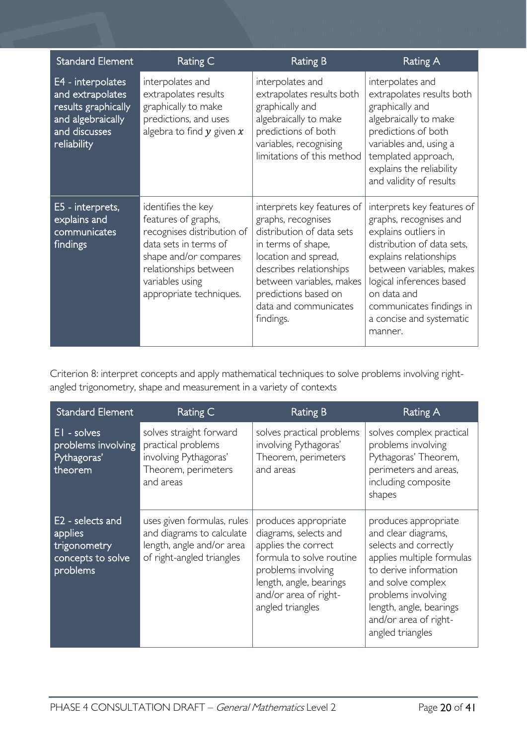| Standard Element | Rating C | Rating B | Rating A |
| --- | --- | --- | --- |
| E4 - interpolates and extrapolates results graphically and algebraically and discusses reliability | interpolates and extrapolates results graphically to make predictions, and uses algebra to find $y$ given $x$ | interpolates and extrapolates results both graphically and algebraically to make predictions of both variables, recognising limitations of this method | interpolates and extrapolates results both graphically and algebraically to make predictions of both variables and, using a templated approach, explains the reliability and validity of results |
| E5 - interprets, explains and communicates findings | identifies the key features of graphs, recognises distribution of data sets in terms of shape and/or compares relationships between variables using appropriate techniques. | interprets key features of graphs, recognises distribution of data sets in terms of shape, location and spread, describes relationships between variables, makes predictions based on data and communicates findings. | interprets key features of graphs, recognises and explains outliers in distribution of data sets, explains relationships between variables, makes logical inferences based on data and communicates findings in a concise and systematic manner. |

Criterion 8: interpret concepts and apply mathematical techniques to solve problems involving right-angled trigonometry, shape and measurement in a variety of contexts

| Standard Element | Rating C | Rating B | Rating A |
| --- | --- | --- | --- |
| E1 - solves problems involving Pythagoras' theorem | solves straight forward practical problems involving Pythagoras' Theorem, perimeters and areas | solves practical problems involving Pythagoras' Theorem, perimeters and areas | solves complex practical problems involving Pythagoras' Theorem, perimeters and areas, including composite shapes |
| E2 - selects and applies trigonometry concepts to solve problems | uses given formulas, rules and diagrams to calculate length, angle and/or area of right-angled triangles | produces appropriate diagrams, selects and applies the correct formula to solve routine problems involving length, angle, bearings and/or area of right-angled triangles | produces appropriate and clear diagrams, selects and correctly applies multiple formulas to derive information and solve complex problems involving length, angle, bearings and/or area of right-angled triangles |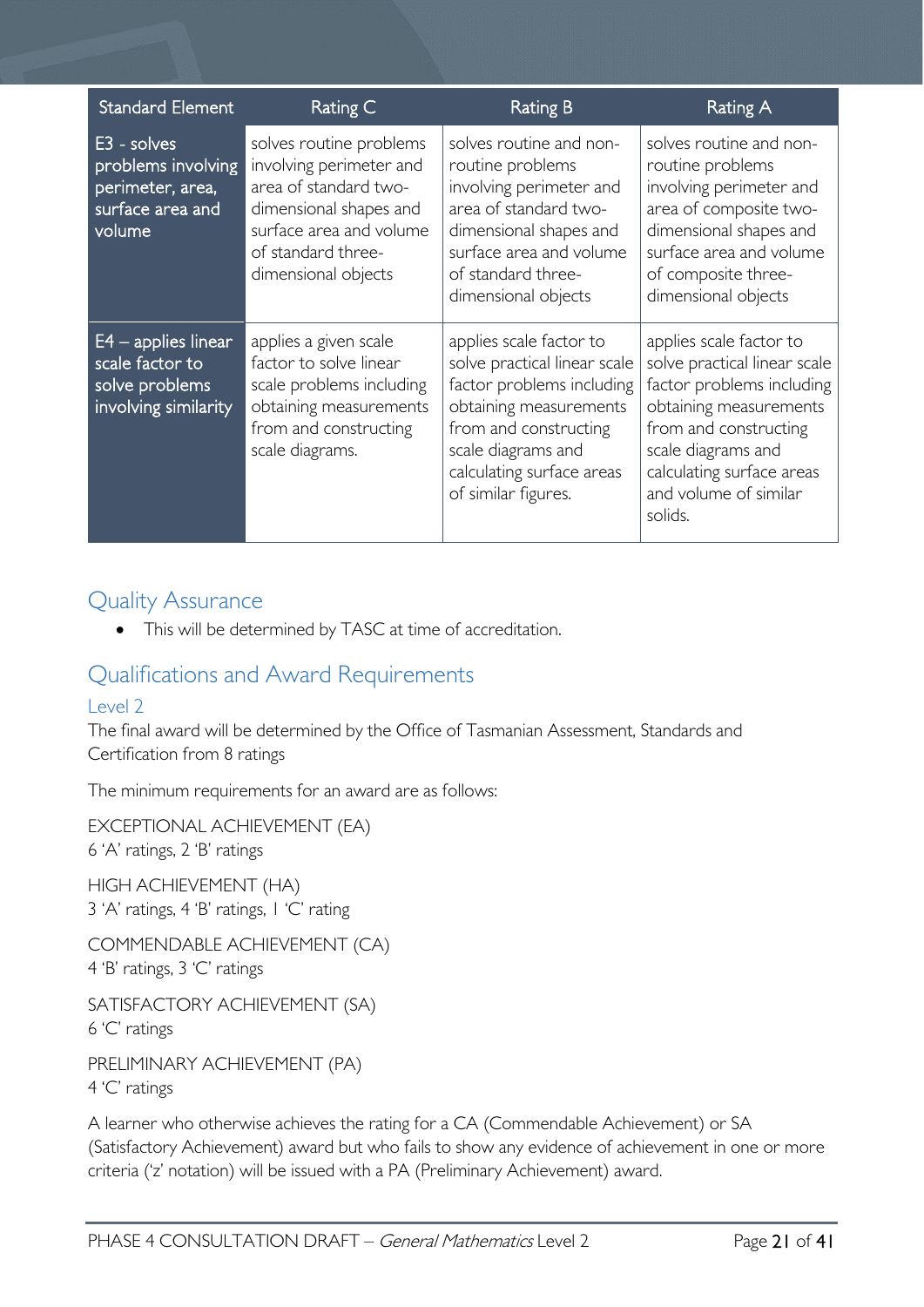| Standard Element | Rating C | Rating B | Rating A |
|---|---|---|---|
| E3 - solves problems involving perimeter, area, surface area and volume | solves routine problems involving perimeter and area of standard two-dimensional shapes and surface area and volume of standard three-dimensional objects | solves routine and non-routine problems involving perimeter and area of standard two-dimensional shapes and surface area and volume of standard three-dimensional objects | solves routine and non-routine problems involving perimeter and area of composite two-dimensional shapes and surface area and volume of composite three-dimensional objects |
| E4 – applies linear scale factor to solve problems involving similarity | applies a given scale factor to solve linear scale problems including obtaining measurements from and constructing scale diagrams. | applies scale factor to solve practical linear scale factor problems including obtaining measurements from and constructing scale diagrams and calculating surface areas of similar figures. | applies scale factor to solve practical linear scale factor problems including obtaining measurements from and constructing scale diagrams and calculating surface areas and volume of similar solids. |

## Quality Assurance

- This will be determined by TASC at time of accreditation.

## Qualifications and Award Requirements

### Level 2

The final award will be determined by the Office of Tasmanian Assessment, Standards and Certification from 8 ratings

The minimum requirements for an award are as follows:

EXCEPTIONAL ACHIEVEMENT (EA)
6 'A' ratings, 2 'B' ratings

HIGH ACHIEVEMENT (HA)
3 'A' ratings, 4 'B' ratings, 1 'C' rating

COMMENDABLE ACHIEVEMENT (CA)
4 'B' ratings, 3 'C' ratings

SATISFACTORY ACHIEVEMENT (SA)
6 'C' ratings

PRELIMINARY ACHIEVEMENT (PA)
4 'C' ratings

A learner who otherwise achieves the rating for a CA (Commendable Achievement) or SA (Satisfactory Achievement) award but who fails to show any evidence of achievement in one or more criteria ('z' notation) will be issued with a PA (Preliminary Achievement) award.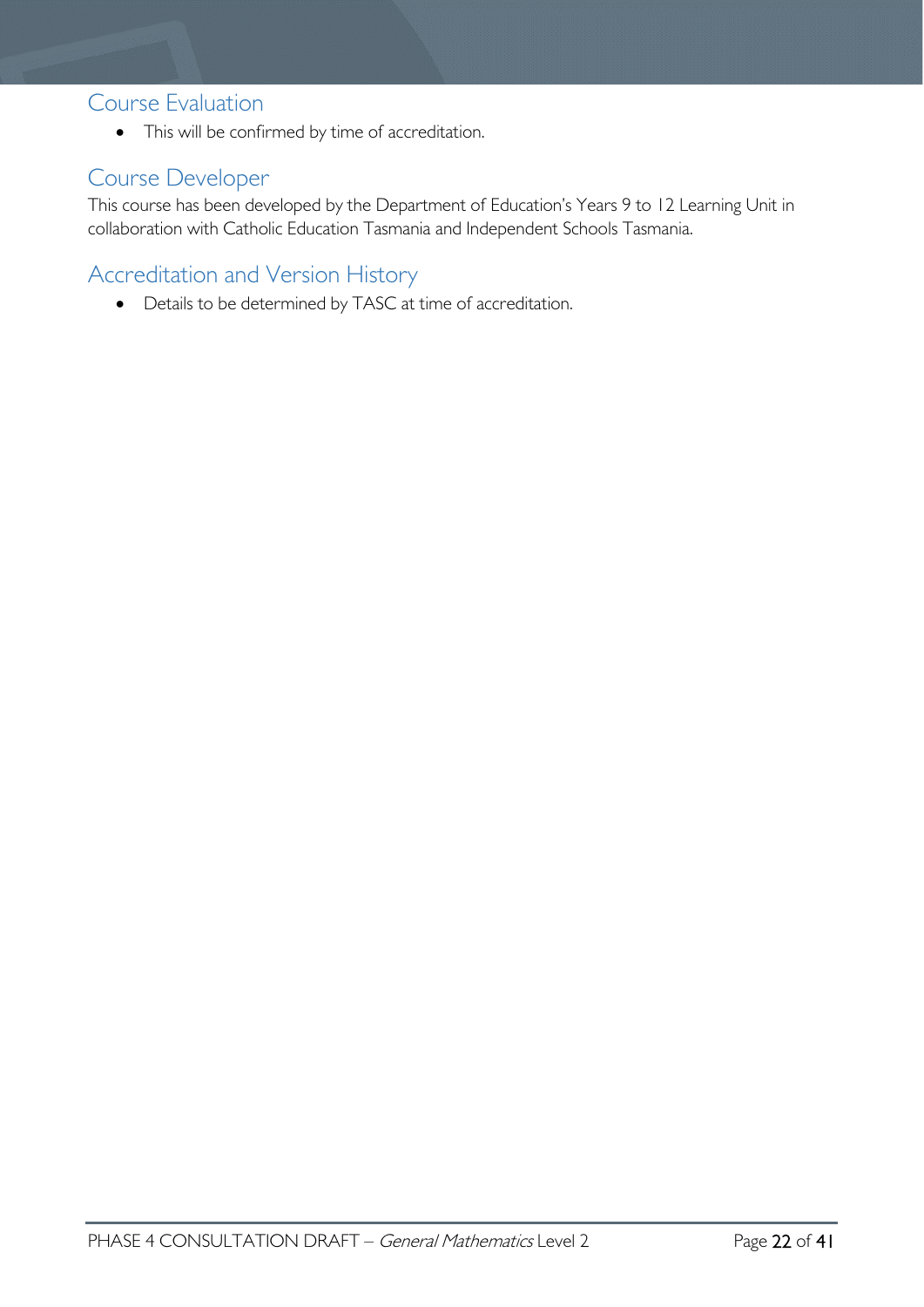## Course Evaluation

- This will be confirmed by time of accreditation.

## Course Developer

This course has been developed by the Department of Education's Years 9 to 12 Learning Unit in collaboration with Catholic Education Tasmania and Independent Schools Tasmania.

## Accreditation and Version History

- Details to be determined by TASC at time of accreditation.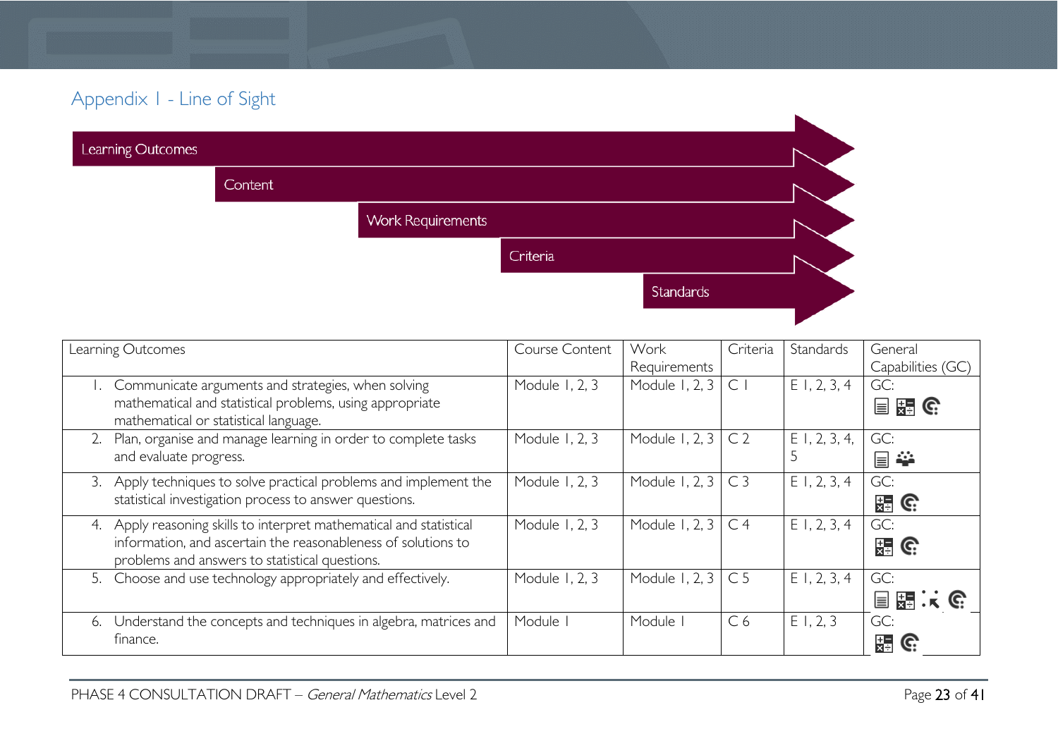## Appendix 1 - Line of Sight

Learning Outcomes

Content

Work Requirements

Criteria

Standards

| Learning Outcomes | Course Content | Work Requirements | Criteria | Standards | General Capabilities (GC) |
|---|---|---|---|---|---|
| 1. Communicate arguments and strategies, when solving mathematical and statistical problems, using appropriate mathematical or statistical language. | Module 1, 2, 3 | Module 1, 2, 3 | C 1 | E 1, 2, 3, 4 | GC: |
| 2. Plan, organise and manage learning in order to complete tasks and evaluate progress. | Module 1, 2, 3 | Module 1, 2, 3 | C 2 | E 1, 2, 3, 4, 5 | GC: |
| 3. Apply techniques to solve practical problems and implement the statistical investigation process to answer questions. | Module 1, 2, 3 | Module 1, 2, 3 | C 3 | E 1, 2, 3, 4 | GC: |
| 4. Apply reasoning skills to interpret mathematical and statistical information, and ascertain the reasonableness of solutions to problems and answers to statistical questions. | Module 1, 2, 3 | Module 1, 2, 3 | C 4 | E 1, 2, 3, 4 | GC: |
| 5. Choose and use technology appropriately and effectively. | Module 1, 2, 3 | Module 1, 2, 3 | C 5 | E 1, 2, 3, 4 | GC: |
| 6. Understand the concepts and techniques in algebra, matrices and finance. | Module 1 | Module 1 | C 6 | E 1, 2, 3 | GC: |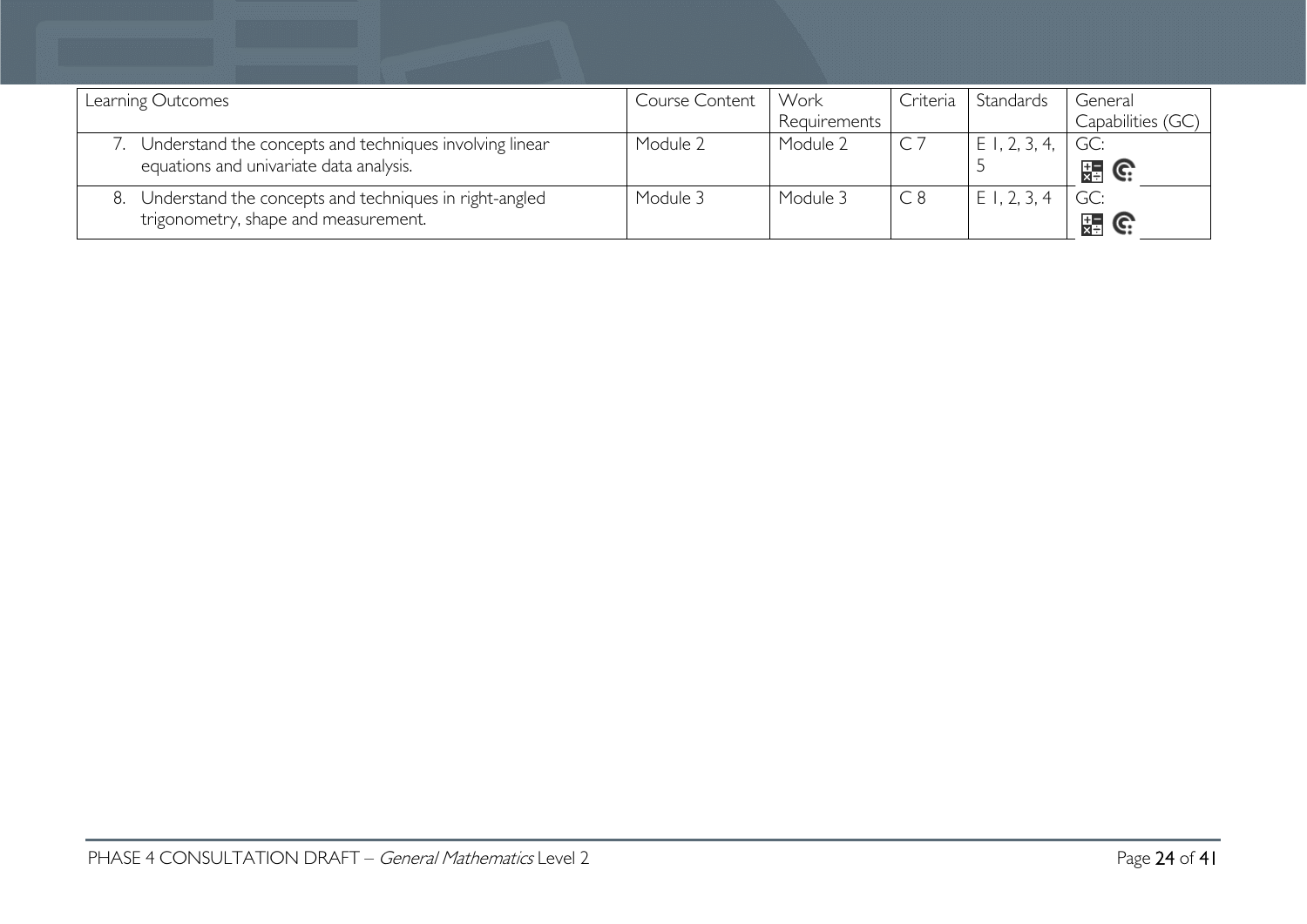| Learning Outcomes | Course Content | Work Requirements | Criteria | Standards | General Capabilities (GC) |
| --- | --- | --- | --- | --- | --- |
| 7. Understand the concepts and techniques involving linear equations and univariate data analysis. | Module 2 | Module 2 | C 7 | E 1, 2, 3, 4, 5 | GC: |
| 8. Understand the concepts and techniques in right-angled trigonometry, shape and measurement. | Module 3 | Module 3 | C 8 | E 1, 2, 3, 4 | GC: |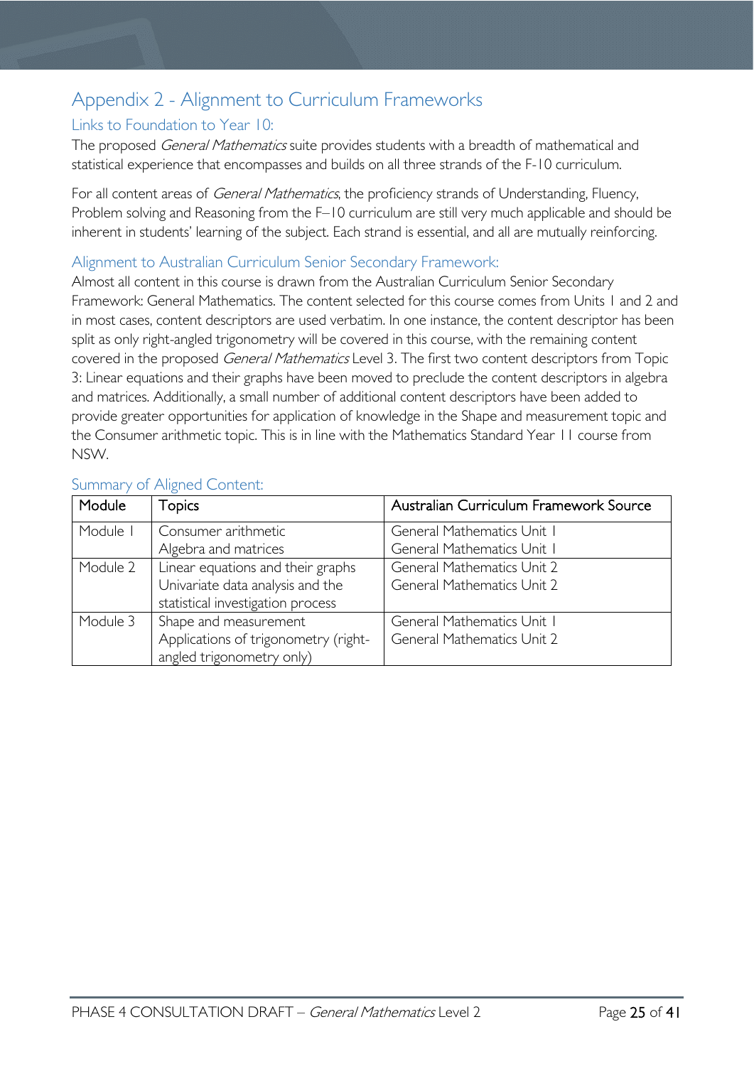# Appendix 2 - Alignment to Curriculum Frameworks

## Links to Foundation to Year 10:

The proposed *General Mathematics* suite provides students with a breadth of mathematical and statistical experience that encompasses and builds on all three strands of the F-10 curriculum.

For all content areas of *General Mathematics*, the proficiency strands of Understanding, Fluency, Problem solving and Reasoning from the F–10 curriculum are still very much applicable and should be inherent in students' learning of the subject. Each strand is essential, and all are mutually reinforcing.

## Alignment to Australian Curriculum Senior Secondary Framework:

Almost all content in this course is drawn from the Australian Curriculum Senior Secondary Framework: General Mathematics. The content selected for this course comes from Units 1 and 2 and in most cases, content descriptors are used verbatim. In one instance, the content descriptor has been split as only right-angled trigonometry will be covered in this course, with the remaining content covered in the proposed *General Mathematics* Level 3. The first two content descriptors from Topic 3: Linear equations and their graphs have been moved to preclude the content descriptors in algebra and matrices. Additionally, a small number of additional content descriptors have been added to provide greater opportunities for application of knowledge in the Shape and measurement topic and the Consumer arithmetic topic. This is in line with the Mathematics Standard Year 11 course from NSW.

## Summary of Aligned Content:

| Module | Topics | Australian Curriculum Framework Source |
|---|---|---|
| Module 1 | Consumer arithmetic<br>Algebra and matrices | General Mathematics Unit 1<br>General Mathematics Unit 1 |
| Module 2 | Linear equations and their graphs<br>Univariate data analysis and the statistical investigation process | General Mathematics Unit 2<br>General Mathematics Unit 2 |
| Module 3 | Shape and measurement<br>Applications of trigonometry (right-angled trigonometry only) | General Mathematics Unit 1<br>General Mathematics Unit 2 |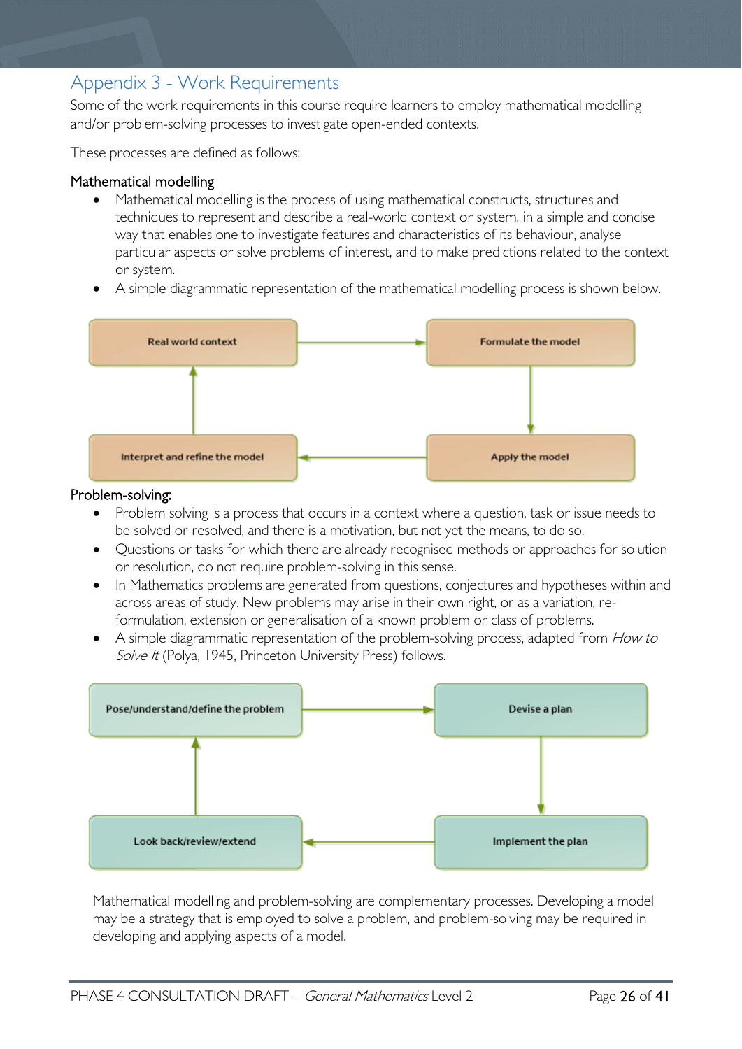## Appendix 3 - Work Requirements

Some of the work requirements in this course require learners to employ mathematical modelling and/or problem-solving processes to investigate open-ended contexts.

These processes are defined as follows:

### Mathematical modelling

- Mathematical modelling is the process of using mathematical constructs, structures and techniques to represent and describe a real-world context or system, in a simple and concise way that enables one to investigate features and characteristics of its behaviour, analyse particular aspects or solve problems of interest, and to make predictions related to the context or system.
- A simple diagrammatic representation of the mathematical modelling process is shown below.

Real world context → Formulate the model → Apply the model → Interpret and refine the model → Real world context

### Problem-solving:

- Problem solving is a process that occurs in a context where a question, task or issue needs to be solved or resolved, and there is a motivation, but not yet the means, to do so.
- Questions or tasks for which there are already recognised methods or approaches for solution or resolution, do not require problem-solving in this sense.
- In Mathematics problems are generated from questions, conjectures and hypotheses within and across areas of study. New problems may arise in their own right, or as a variation, re-formulation, extension or generalisation of a known problem or class of problems.
- A simple diagrammatic representation of the problem-solving process, adapted from *How to Solve It* (Polya, 1945, Princeton University Press) follows.

Pose/understand/define the problem → Devise a plan → Implement the plan → Look back/review/extend → Pose/understand/define the problem

Mathematical modelling and problem-solving are complementary processes. Developing a model may be a strategy that is employed to solve a problem, and problem-solving may be required in developing and applying aspects of a model.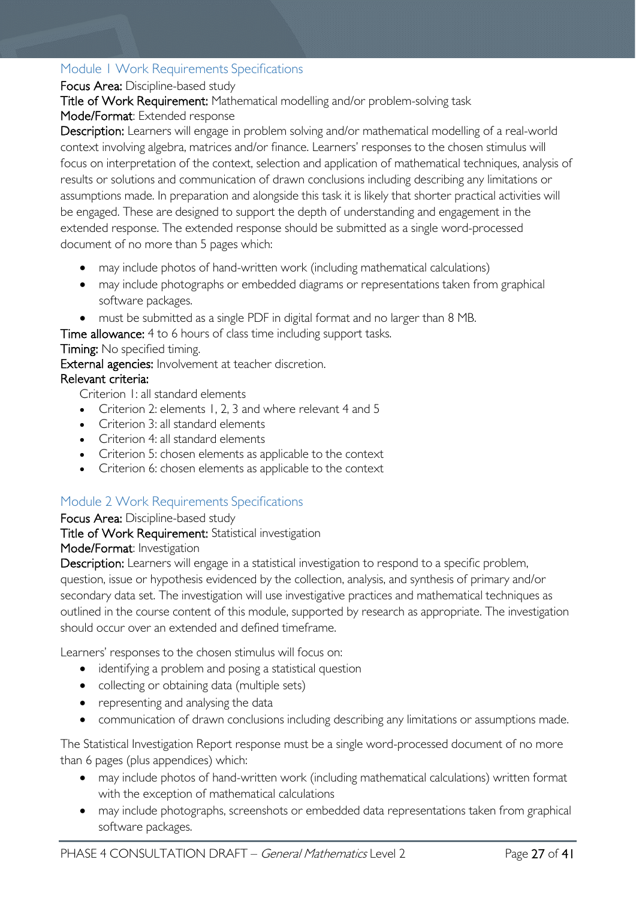## Module 1 Work Requirements Specifications

**Focus Area:** Discipline-based study

**Title of Work Requirement:** Mathematical modelling and/or problem-solving task

**Mode/Format**: Extended response

**Description:** Learners will engage in problem solving and/or mathematical modelling of a real-world context involving algebra, matrices and/or finance. Learners' responses to the chosen stimulus will focus on interpretation of the context, selection and application of mathematical techniques, analysis of results or solutions and communication of drawn conclusions including describing any limitations or assumptions made. In preparation and alongside this task it is likely that shorter practical activities will be engaged. These are designed to support the depth of understanding and engagement in the extended response. The extended response should be submitted as a single word-processed document of no more than 5 pages which:

- may include photos of hand-written work (including mathematical calculations)
- may include photographs or embedded diagrams or representations taken from graphical software packages.
- must be submitted as a single PDF in digital format and no larger than 8 MB.

**Time allowance:** 4 to 6 hours of class time including support tasks.

**Timing:** No specified timing.

**External agencies:** Involvement at teacher discretion.

**Relevant criteria:**

Criterion 1: all standard elements

- Criterion 2: elements 1, 2, 3 and where relevant 4 and 5
- Criterion 3: all standard elements
- Criterion 4: all standard elements
- Criterion 5: chosen elements as applicable to the context
- Criterion 6: chosen elements as applicable to the context

## Module 2 Work Requirements Specifications

**Focus Area:** Discipline-based study

**Title of Work Requirement:** Statistical investigation

**Mode/Format**: Investigation

**Description:** Learners will engage in a statistical investigation to respond to a specific problem, question, issue or hypothesis evidenced by the collection, analysis, and synthesis of primary and/or secondary data set. The investigation will use investigative practices and mathematical techniques as outlined in the course content of this module, supported by research as appropriate. The investigation should occur over an extended and defined timeframe.

Learners' responses to the chosen stimulus will focus on:

- identifying a problem and posing a statistical question
- collecting or obtaining data (multiple sets)
- representing and analysing the data
- communication of drawn conclusions including describing any limitations or assumptions made.

The Statistical Investigation Report response must be a single word-processed document of no more than 6 pages (plus appendices) which:

- may include photos of hand-written work (including mathematical calculations) written format with the exception of mathematical calculations
- may include photographs, screenshots or embedded data representations taken from graphical software packages.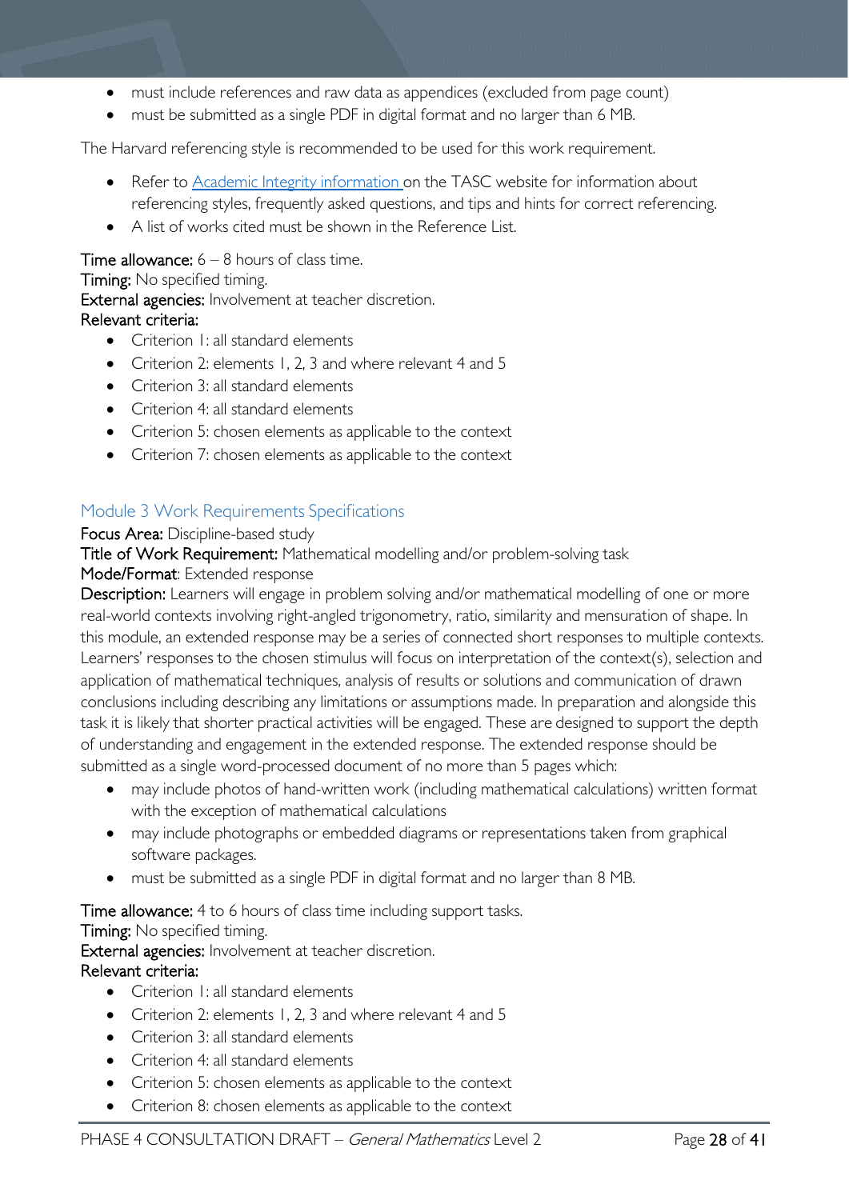- must include references and raw data as appendices (excluded from page count)
- must be submitted as a single PDF in digital format and no larger than 6 MB.

The Harvard referencing style is recommended to be used for this work requirement.

- Refer to [Academic Integrity information](#) on the TASC website for information about referencing styles, frequently asked questions, and tips and hints for correct referencing.
- A list of works cited must be shown in the Reference List.

**Time allowance:** 6 – 8 hours of class time.
**Timing:** No specified timing.
**External agencies:** Involvement at teacher discretion.
**Relevant criteria:**

- Criterion 1: all standard elements
- Criterion 2: elements 1, 2, 3 and where relevant 4 and 5
- Criterion 3: all standard elements
- Criterion 4: all standard elements
- Criterion 5: chosen elements as applicable to the context
- Criterion 7: chosen elements as applicable to the context

## Module 3 Work Requirements Specifications

**Focus Area:** Discipline-based study
**Title of Work Requirement:** Mathematical modelling and/or problem-solving task
**Mode/Format**: Extended response
**Description:** Learners will engage in problem solving and/or mathematical modelling of one or more real-world contexts involving right-angled trigonometry, ratio, similarity and mensuration of shape. In this module, an extended response may be a series of connected short responses to multiple contexts. Learners' responses to the chosen stimulus will focus on interpretation of the context(s), selection and application of mathematical techniques, analysis of results or solutions and communication of drawn conclusions including describing any limitations or assumptions made. In preparation and alongside this task it is likely that shorter practical activities will be engaged. These are designed to support the depth of understanding and engagement in the extended response. The extended response should be submitted as a single word-processed document of no more than 5 pages which:

- may include photos of hand-written work (including mathematical calculations) written format with the exception of mathematical calculations
- may include photographs or embedded diagrams or representations taken from graphical software packages.
- must be submitted as a single PDF in digital format and no larger than 8 MB.

**Time allowance:** 4 to 6 hours of class time including support tasks.
**Timing:** No specified timing.
**External agencies:** Involvement at teacher discretion.
**Relevant criteria:**

- Criterion 1: all standard elements
- Criterion 2: elements 1, 2, 3 and where relevant 4 and 5
- Criterion 3: all standard elements
- Criterion 4: all standard elements
- Criterion 5: chosen elements as applicable to the context
- Criterion 8: chosen elements as applicable to the context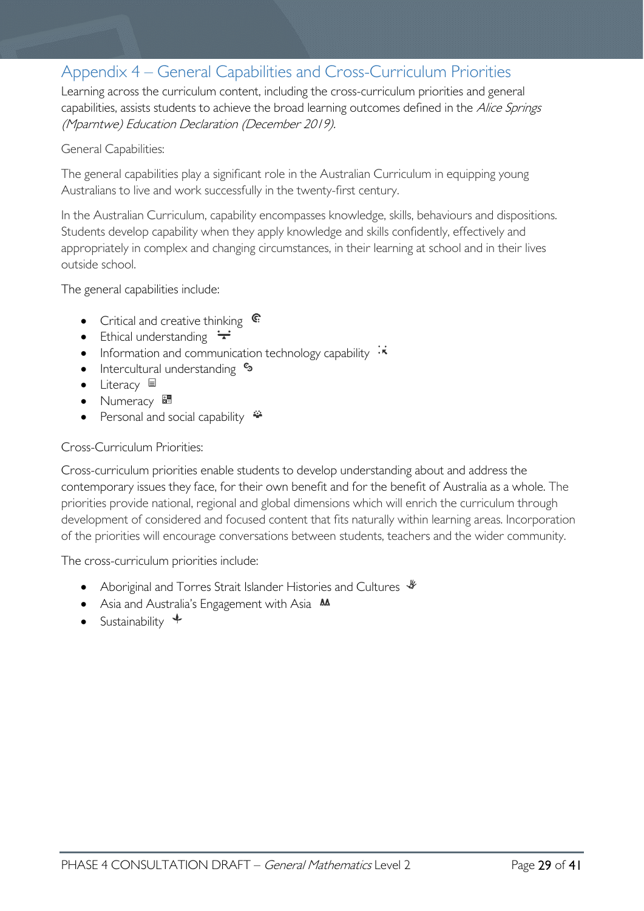## Appendix 4 – General Capabilities and Cross-Curriculum Priorities

Learning across the curriculum content, including the cross-curriculum priorities and general capabilities, assists students to achieve the broad learning outcomes defined in the *Alice Springs (Mparntwe) Education Declaration (December 2019).*

General Capabilities:

The general capabilities play a significant role in the Australian Curriculum in equipping young Australians to live and work successfully in the twenty-first century.

In the Australian Curriculum, capability encompasses knowledge, skills, behaviours and dispositions. Students develop capability when they apply knowledge and skills confidently, effectively and appropriately in complex and changing circumstances, in their learning at school and in their lives outside school.

The general capabilities include:

- Critical and creative thinking
- Ethical understanding
- Information and communication technology capability
- Intercultural understanding
- Literacy
- Numeracy
- Personal and social capability

Cross-Curriculum Priorities:

Cross-curriculum priorities enable students to develop understanding about and address the contemporary issues they face, for their own benefit and for the benefit of Australia as a whole. The priorities provide national, regional and global dimensions which will enrich the curriculum through development of considered and focused content that fits naturally within learning areas. Incorporation of the priorities will encourage conversations between students, teachers and the wider community.

The cross-curriculum priorities include:

- Aboriginal and Torres Strait Islander Histories and Cultures
- Asia and Australia's Engagement with Asia
- Sustainability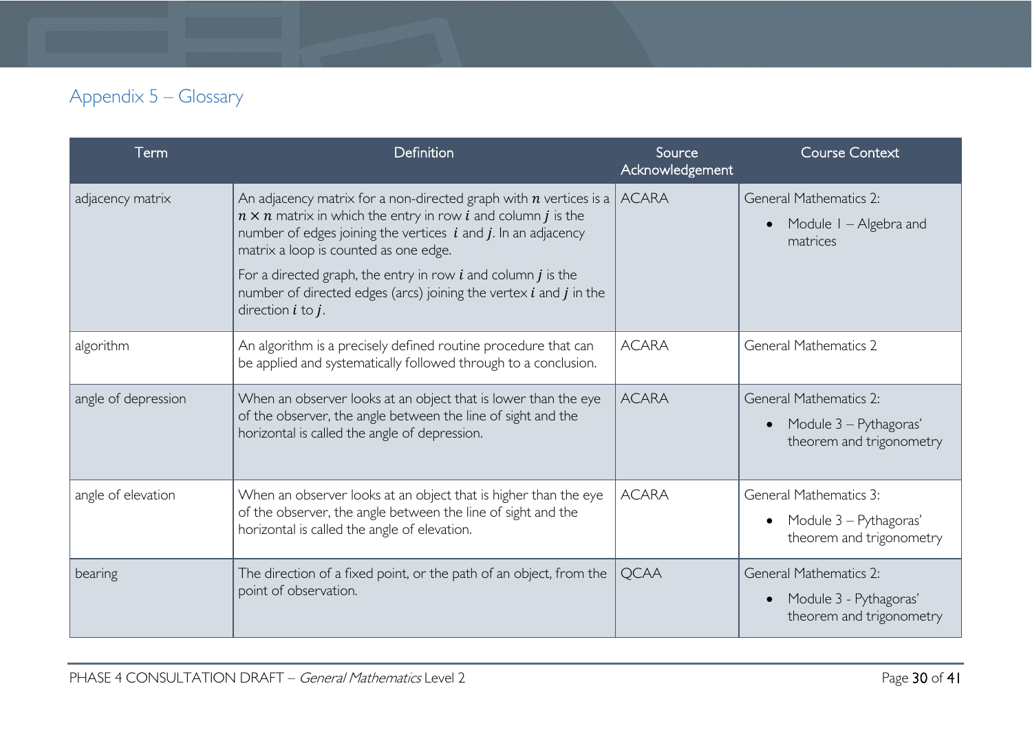## Appendix 5 – Glossary

| Term | Definition | Source Acknowledgement | Course Context |
| --- | --- | --- | --- |
| adjacency matrix | An adjacency matrix for a non-directed graph with $n$ vertices is a $n \times n$ matrix in which the entry in row $i$ and column $j$ is the number of edges joining the vertices $i$ and $j$. In an adjacency matrix a loop is counted as one edge.<br><br>For a directed graph, the entry in row $i$ and column $j$ is the number of directed edges (arcs) joining the vertex $i$ and $j$ in the direction $i$ to $j$. | ACARA | General Mathematics 2:<br>• Module 1 – Algebra and matrices |
| algorithm | An algorithm is a precisely defined routine procedure that can be applied and systematically followed through to a conclusion. | ACARA | General Mathematics 2 |
| angle of depression | When an observer looks at an object that is lower than the eye of the observer, the angle between the line of sight and the horizontal is called the angle of depression. | ACARA | General Mathematics 2:<br>• Module 3 – Pythagoras' theorem and trigonometry |
| angle of elevation | When an observer looks at an object that is higher than the eye of the observer, the angle between the line of sight and the horizontal is called the angle of elevation. | ACARA | General Mathematics 3:<br>• Module 3 – Pythagoras' theorem and trigonometry |
| bearing | The direction of a fixed point, or the path of an object, from the point of observation. | QCAA | General Mathematics 2:<br>• Module 3 - Pythagoras' theorem and trigonometry |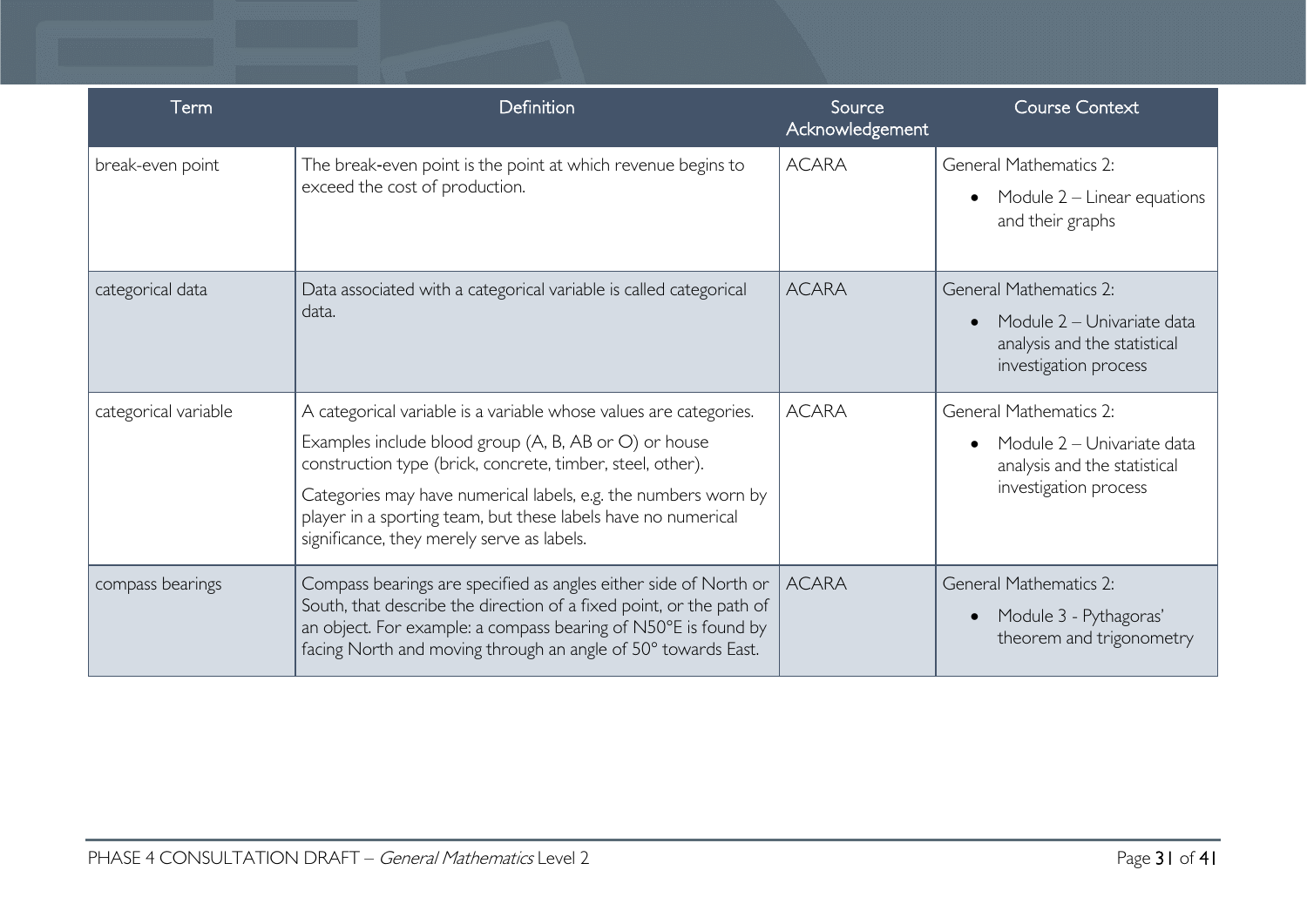| Term | Definition | Source Acknowledgement | Course Context |
|---|---|---|---|
| break-even point | The break-even point is the point at which revenue begins to exceed the cost of production. | ACARA | General Mathematics 2: <br>• Module 2 – Linear equations and their graphs |
| categorical data | Data associated with a categorical variable is called categorical data. | ACARA | General Mathematics 2: <br>• Module 2 – Univariate data analysis and the statistical investigation process |
| categorical variable | A categorical variable is a variable whose values are categories. <br>Examples include blood group (A, B, AB or O) or house construction type (brick, concrete, timber, steel, other). <br>Categories may have numerical labels, e.g. the numbers worn by player in a sporting team, but these labels have no numerical significance, they merely serve as labels. | ACARA | General Mathematics 2: <br>• Module 2 – Univariate data analysis and the statistical investigation process |
| compass bearings | Compass bearings are specified as angles either side of North or South, that describe the direction of a fixed point, or the path of an object. For example: a compass bearing of N50°E is found by facing North and moving through an angle of 50° towards East. | ACARA | General Mathematics 2: <br>• Module 3 - Pythagoras' theorem and trigonometry |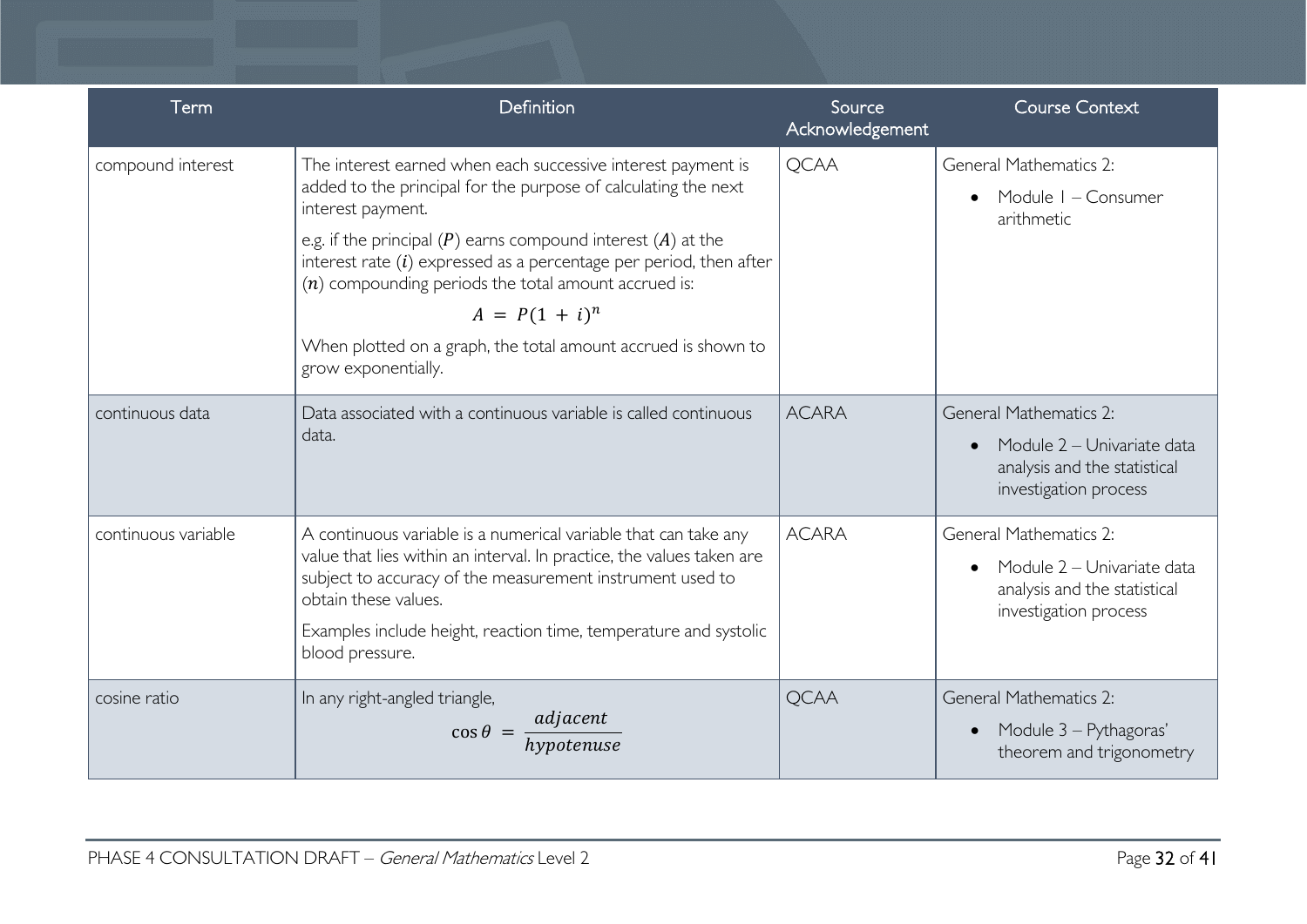| Term | Definition | Source Acknowledgement | Course Context |
|---|---|---|---|
| compound interest | The interest earned when each successive interest payment is added to the principal for the purpose of calculating the next interest payment.<br><br>e.g. if the principal ($P$) earns compound interest ($A$) at the interest rate ($i$) expressed as a percentage per period, then after ($n$) compounding periods the total amount accrued is:<br><br>$$A = P(1 + i)^n$$<br><br>When plotted on a graph, the total amount accrued is shown to grow exponentially. | QCAA | General Mathematics 2:<br><br>• Module 1 – Consumer arithmetic |
| continuous data | Data associated with a continuous variable is called continuous data. | ACARA | General Mathematics 2:<br><br>• Module 2 – Univariate data analysis and the statistical investigation process |
| continuous variable | A continuous variable is a numerical variable that can take any value that lies within an interval. In practice, the values taken are subject to accuracy of the measurement instrument used to obtain these values.<br><br>Examples include height, reaction time, temperature and systolic blood pressure. | ACARA | General Mathematics 2:<br><br>• Module 2 – Univariate data analysis and the statistical investigation process |
| cosine ratio | In any right-angled triangle,<br><br>$$\cos\theta = \frac{adjacent}{hypotenuse}$$ | QCAA | General Mathematics 2:<br><br>• Module 3 – Pythagoras' theorem and trigonometry |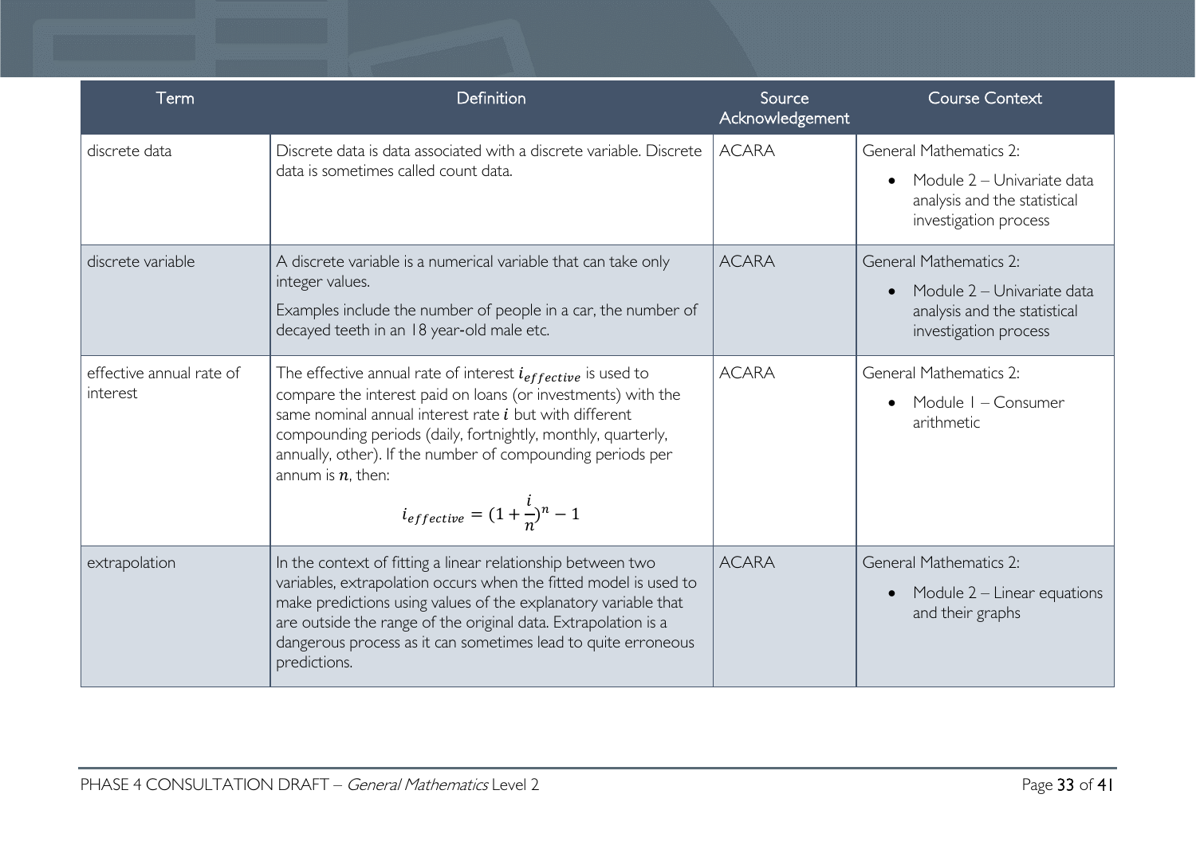| Term | Definition | Source Acknowledgement | Course Context |
|---|---|---|---|
| discrete data | Discrete data is data associated with a discrete variable. Discrete data is sometimes called count data. | ACARA | General Mathematics 2:<br>• Module 2 – Univariate data analysis and the statistical investigation process |
| discrete variable | A discrete variable is a numerical variable that can take only integer values.<br>Examples include the number of people in a car, the number of decayed teeth in an 18 year-old male etc. | ACARA | General Mathematics 2:<br>• Module 2 – Univariate data analysis and the statistical investigation process |
| effective annual rate of interest | The effective annual rate of interest $i_{effective}$ is used to compare the interest paid on loans (or investments) with the same nominal annual interest rate $i$ but with different compounding periods (daily, fortnightly, monthly, quarterly, annually, other). If the number of compounding periods per annum is $n$, then:<br>$$i_{effective} = (1 + \frac{i}{n})^n - 1$$ | ACARA | General Mathematics 2:<br>• Module 1 – Consumer arithmetic |
| extrapolation | In the context of fitting a linear relationship between two variables, extrapolation occurs when the fitted model is used to make predictions using values of the explanatory variable that are outside the range of the original data. Extrapolation is a dangerous process as it can sometimes lead to quite erroneous predictions. | ACARA | General Mathematics 2:<br>• Module 2 – Linear equations and their graphs |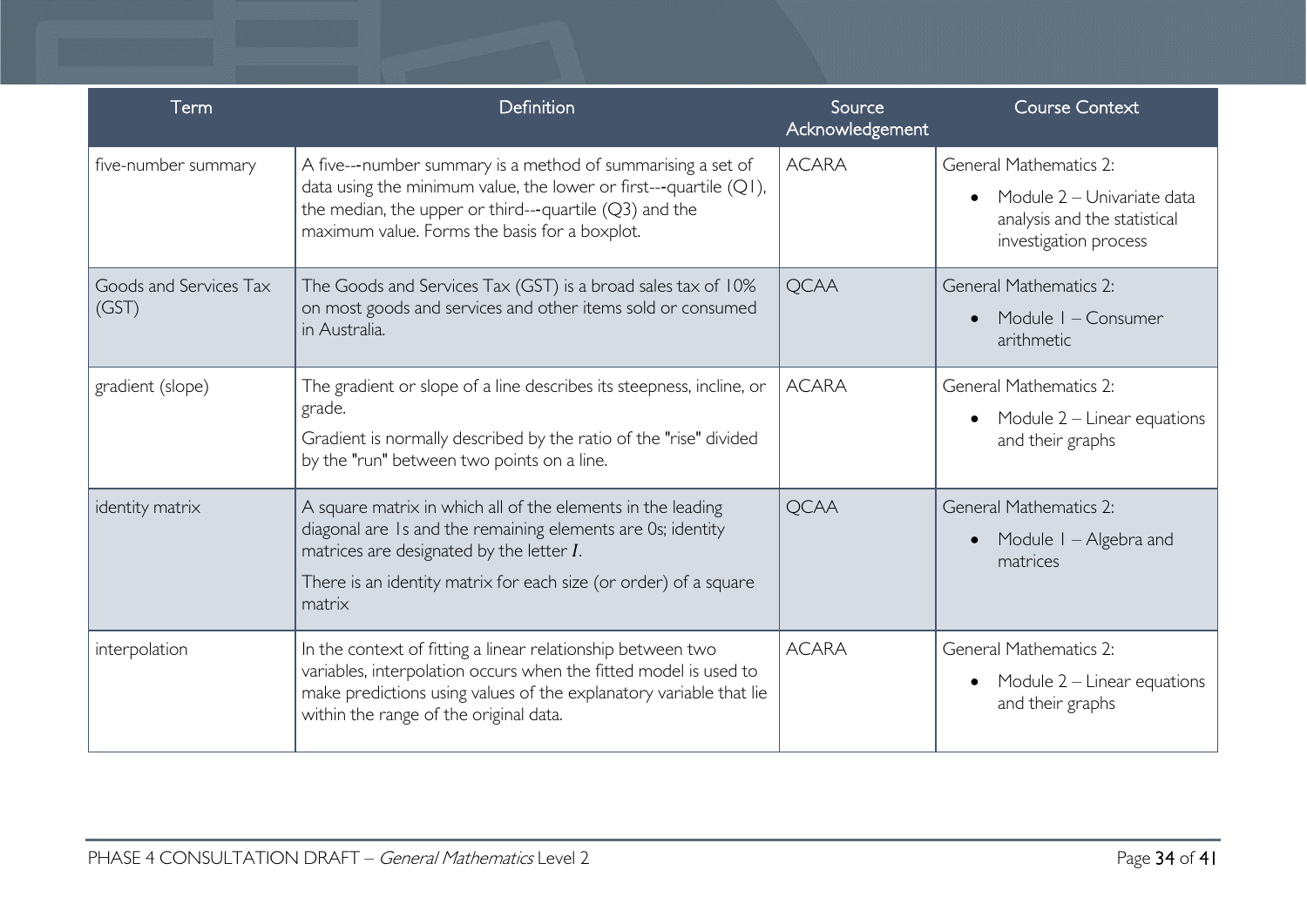| Term | Definition | Source Acknowledgement | Course Context |
|---|---|---|---|
| five-number summary | A five---number summary is a method of summarising a set of data using the minimum value, the lower or first---quartile (Q1), the median, the upper or third---quartile (Q3) and the maximum value. Forms the basis for a boxplot. | ACARA | General Mathematics 2:<br>• Module 2 – Univariate data analysis and the statistical investigation process |
| Goods and Services Tax (GST) | The Goods and Services Tax (GST) is a broad sales tax of 10% on most goods and services and other items sold or consumed in Australia. | QCAA | General Mathematics 2:<br>• Module 1 – Consumer arithmetic |
| gradient (slope) | The gradient or slope of a line describes its steepness, incline, or grade.<br>Gradient is normally described by the ratio of the "rise" divided by the "run" between two points on a line. | ACARA | General Mathematics 2:<br>• Module 2 – Linear equations and their graphs |
| identity matrix | A square matrix in which all of the elements in the leading diagonal are 1s and the remaining elements are 0s; identity matrices are designated by the letter $I$.<br>There is an identity matrix for each size (or order) of a square matrix | QCAA | General Mathematics 2:<br>• Module 1 – Algebra and matrices |
| interpolation | In the context of fitting a linear relationship between two variables, interpolation occurs when the fitted model is used to make predictions using values of the explanatory variable that lie within the range of the original data. | ACARA | General Mathematics 2:<br>• Module 2 – Linear equations and their graphs |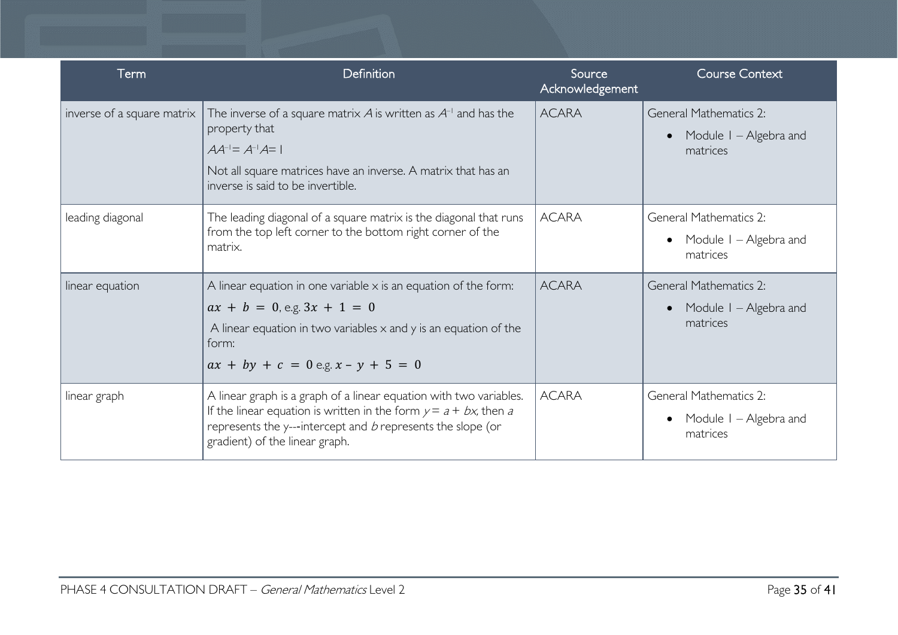| Term | Definition | Source Acknowledgement | Course Context |
|---|---|---|---|
| inverse of a square matrix | The inverse of a square matrix $A$ is written as $A^{-1}$ and has the property that<br>$AA^{-1} = A^{-1}A = I$<br>Not all square matrices have an inverse. A matrix that has an inverse is said to be invertible. | ACARA | General Mathematics 2:<br>• Module 1 – Algebra and matrices |
| leading diagonal | The leading diagonal of a square matrix is the diagonal that runs from the top left corner to the bottom right corner of the matrix. | ACARA | General Mathematics 2:<br>• Module 1 – Algebra and matrices |
| linear equation | A linear equation in one variable x is an equation of the form:<br>$ax + b = 0$, e.g. $3x + 1 = 0$<br>A linear equation in two variables x and y is an equation of the form:<br>$ax + by + c = 0$ e.g. $x - y + 5 = 0$ | ACARA | General Mathematics 2:<br>• Module 1 – Algebra and matrices |
| linear graph | A linear graph is a graph of a linear equation with two variables. If the linear equation is written in the form $y = a + bx$, then $a$ represents the y---intercept and $b$ represents the slope (or gradient) of the linear graph. | ACARA | General Mathematics 2:<br>• Module 1 – Algebra and matrices |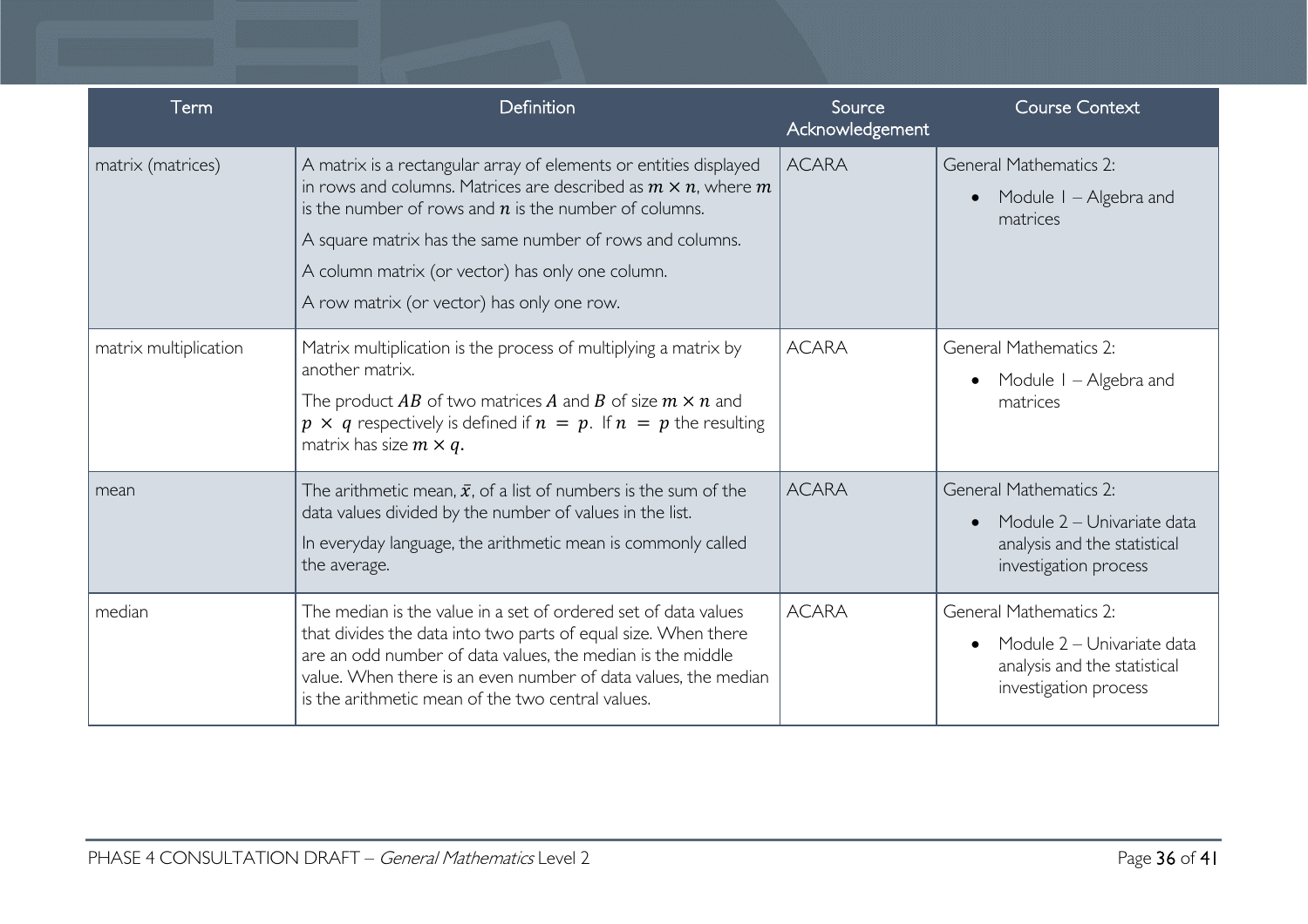| Term | Definition | Source Acknowledgement | Course Context |
|---|---|---|---|
| matrix (matrices) | A matrix is a rectangular array of elements or entities displayed in rows and columns. Matrices are described as $m \times n$, where $m$ is the number of rows and $n$ is the number of columns.<br>A square matrix has the same number of rows and columns.<br>A column matrix (or vector) has only one column.<br>A row matrix (or vector) has only one row. | ACARA | General Mathematics 2:<br>• Module 1 – Algebra and matrices |
| matrix multiplication | Matrix multiplication is the process of multiplying a matrix by another matrix.<br>The product $AB$ of two matrices $A$ and $B$ of size $m \times n$ and $p \times q$ respectively is defined if $n = p$. If $n = p$ the resulting matrix has size $m \times q$. | ACARA | General Mathematics 2:<br>• Module 1 – Algebra and matrices |
| mean | The arithmetic mean, $\bar{x}$, of a list of numbers is the sum of the data values divided by the number of values in the list.<br>In everyday language, the arithmetic mean is commonly called the average. | ACARA | General Mathematics 2:<br>• Module 2 – Univariate data analysis and the statistical investigation process |
| median | The median is the value in a set of ordered set of data values that divides the data into two parts of equal size. When there are an odd number of data values, the median is the middle value. When there is an even number of data values, the median is the arithmetic mean of the two central values. | ACARA | General Mathematics 2:<br>• Module 2 – Univariate data analysis and the statistical investigation process |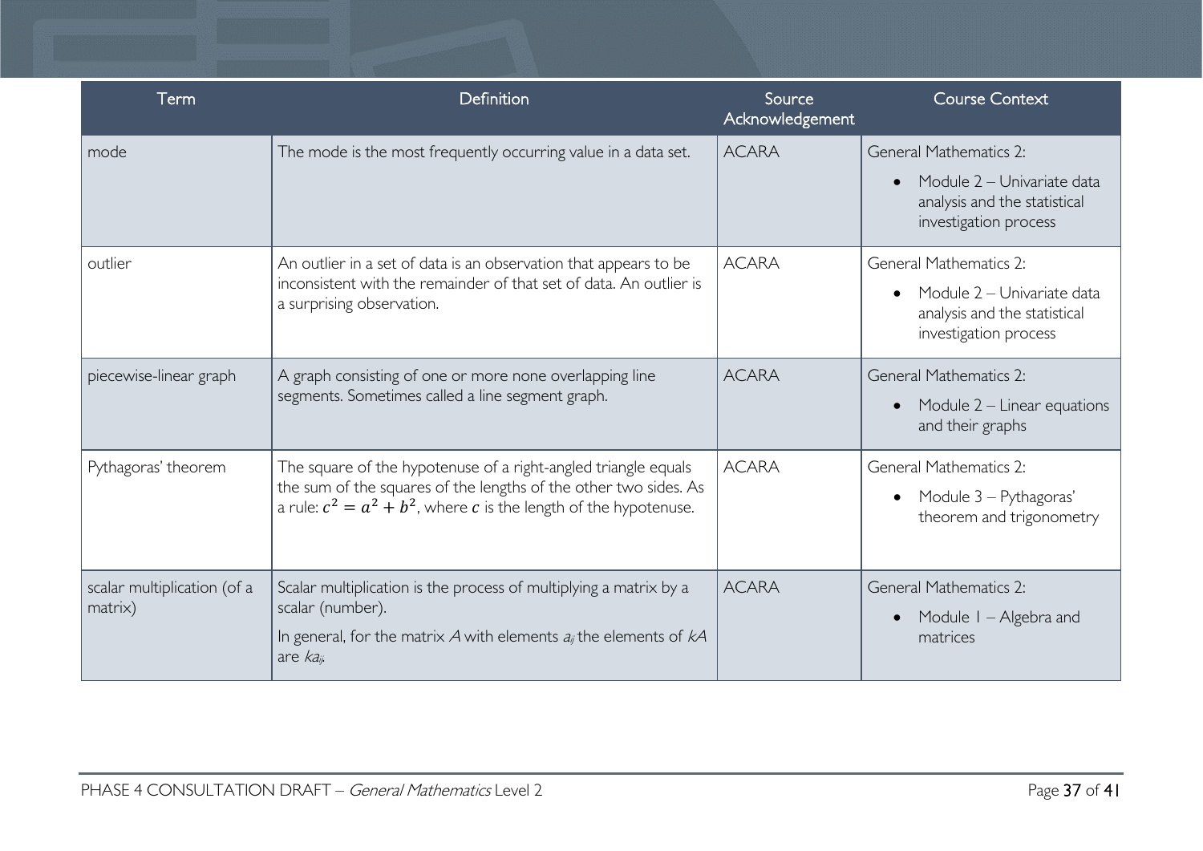| Term | Definition | Source Acknowledgement | Course Context |
| --- | --- | --- | --- |
| mode | The mode is the most frequently occurring value in a data set. | ACARA | General Mathematics 2:<br>• Module 2 – Univariate data analysis and the statistical investigation process |
| outlier | An outlier in a set of data is an observation that appears to be inconsistent with the remainder of that set of data. An outlier is a surprising observation. | ACARA | General Mathematics 2:<br>• Module 2 – Univariate data analysis and the statistical investigation process |
| piecewise-linear graph | A graph consisting of one or more none overlapping line segments. Sometimes called a line segment graph. | ACARA | General Mathematics 2:<br>• Module 2 – Linear equations and their graphs |
| Pythagoras' theorem | The square of the hypotenuse of a right-angled triangle equals the sum of the squares of the lengths of the other two sides. As a rule: $c^2 = a^2 + b^2$, where $c$ is the length of the hypotenuse. | ACARA | General Mathematics 2:<br>• Module 3 – Pythagoras' theorem and trigonometry |
| scalar multiplication (of a matrix) | Scalar multiplication is the process of multiplying a matrix by a scalar (number).<br>In general, for the matrix $A$ with elements $a_{ij}$ the elements of $kA$ are $ka_{ij}$. | ACARA | General Mathematics 2:<br>• Module 1 – Algebra and matrices |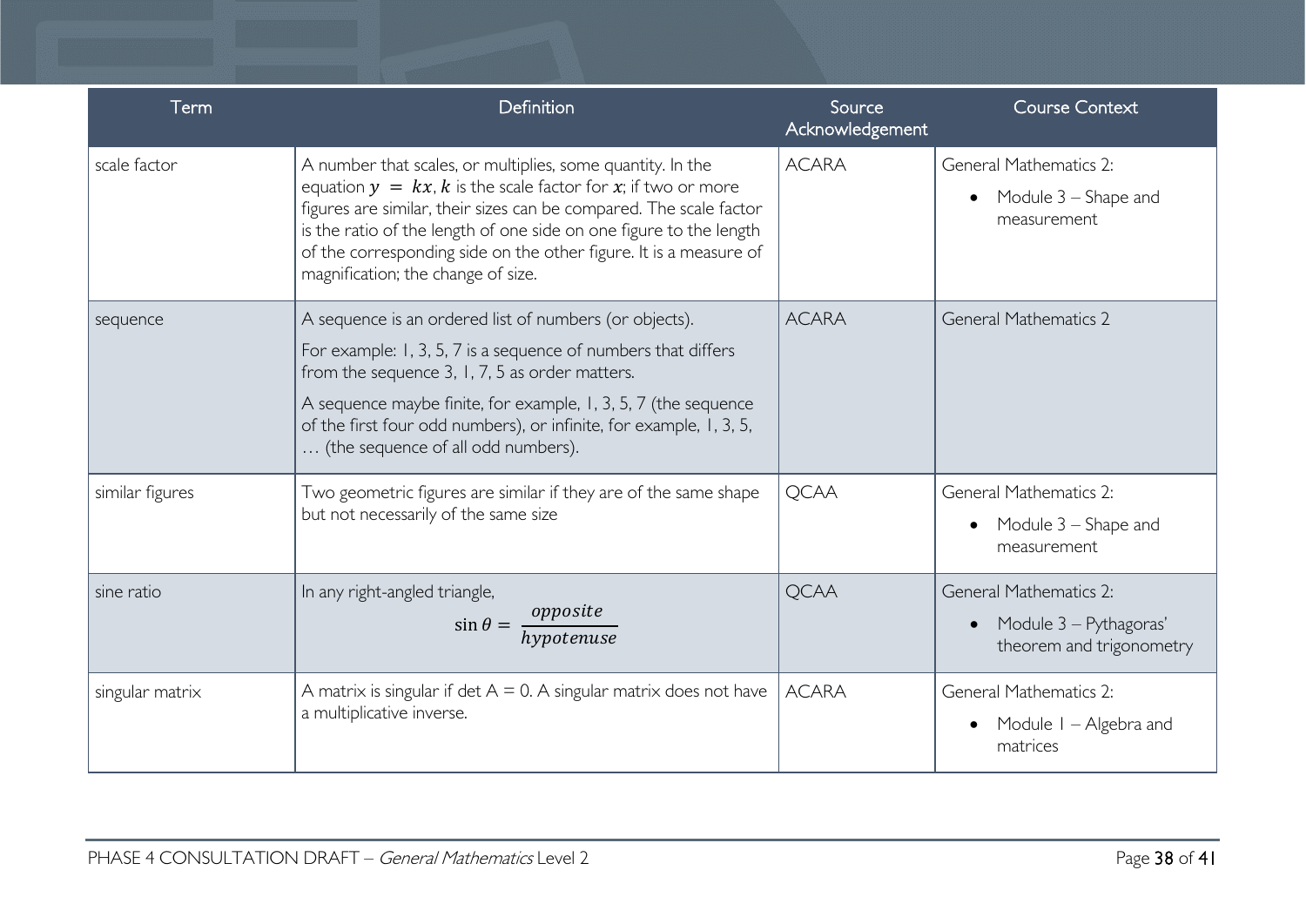| Term | Definition | Source Acknowledgement | Course Context |
|---|---|---|---|
| scale factor | A number that scales, or multiplies, some quantity. In the equation $y = kx$, $k$ is the scale factor for $x$; if two or more figures are similar, their sizes can be compared. The scale factor is the ratio of the length of one side on one figure to the length of the corresponding side on the other figure. It is a measure of magnification; the change of size. | ACARA | General Mathematics 2:<br>• Module 3 – Shape and measurement |
| sequence | A sequence is an ordered list of numbers (or objects).<br>For example: 1, 3, 5, 7 is a sequence of numbers that differs from the sequence 3, 1, 7, 5 as order matters.<br>A sequence maybe finite, for example, 1, 3, 5, 7 (the sequence of the first four odd numbers), or infinite, for example, 1, 3, 5, … (the sequence of all odd numbers). | ACARA | General Mathematics 2 |
| similar figures | Two geometric figures are similar if they are of the same shape but not necessarily of the same size | QCAA | General Mathematics 2:<br>• Module 3 – Shape and measurement |
| sine ratio | In any right-angled triangle, $\sin\theta = \dfrac{opposite}{hypotenuse}$ | QCAA | General Mathematics 2:<br>• Module 3 – Pythagoras' theorem and trigonometry |
| singular matrix | A matrix is singular if det A = 0. A singular matrix does not have a multiplicative inverse. | ACARA | General Mathematics 2:<br>• Module 1 – Algebra and matrices |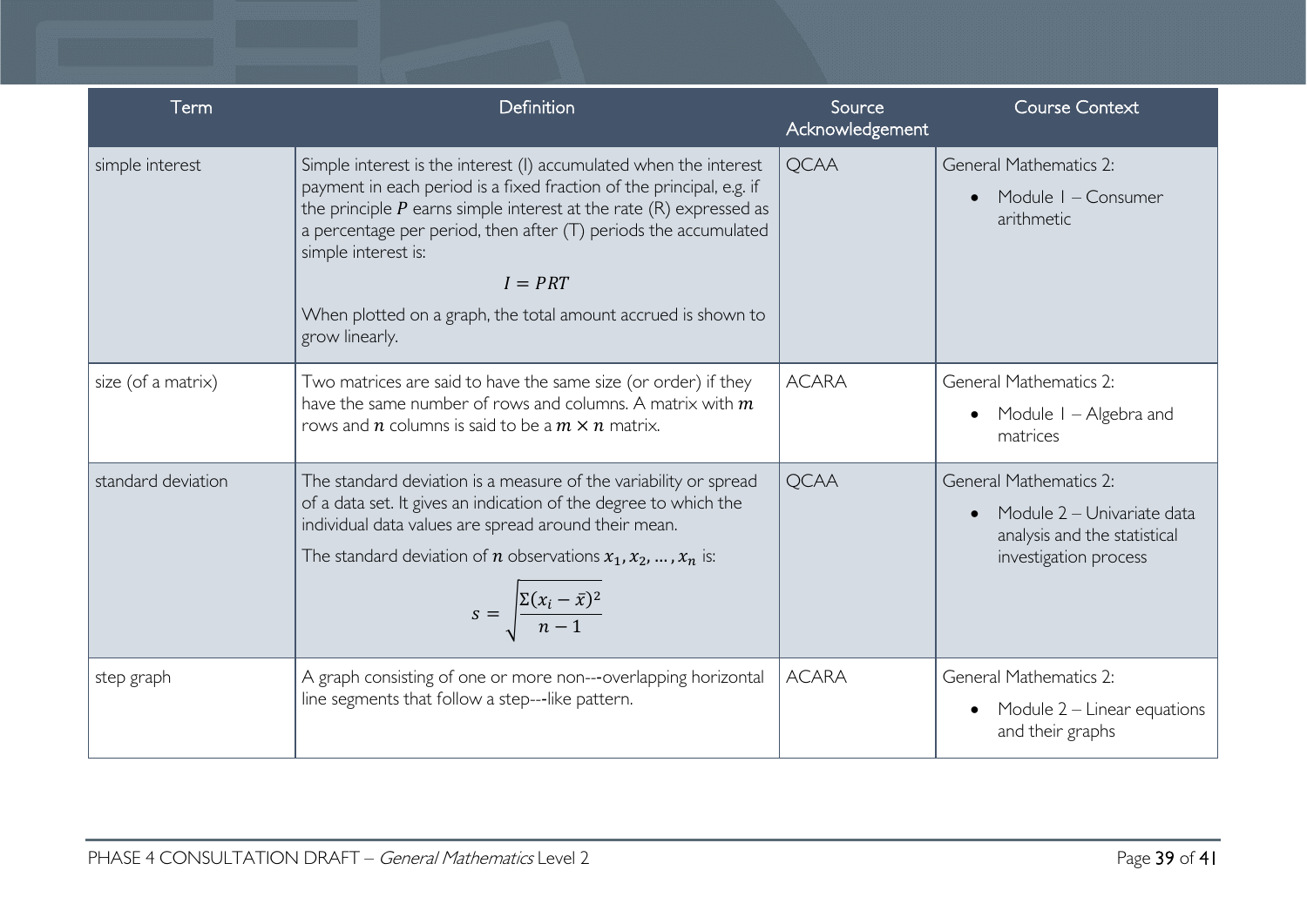| Term | Definition | Source Acknowledgement | Course Context |
|---|---|---|---|
| simple interest | Simple interest is the interest (I) accumulated when the interest payment in each period is a fixed fraction of the principal, e.g. if the principle $P$ earns simple interest at the rate (R) expressed as a percentage per period, then after (T) periods the accumulated simple interest is: $$I = PRT$$ When plotted on a graph, the total amount accrued is shown to grow linearly. | QCAA | General Mathematics 2: <br>• Module 1 – Consumer arithmetic |
| size (of a matrix) | Two matrices are said to have the same size (or order) if they have the same number of rows and columns. A matrix with $m$ rows and $n$ columns is said to be a $m \times n$ matrix. | ACARA | General Mathematics 2: <br>• Module 1 – Algebra and matrices |
| standard deviation | The standard deviation is a measure of the variability or spread of a data set. It gives an indication of the degree to which the individual data values are spread around their mean. <br>The standard deviation of $n$ observations $x_1, x_2, \ldots, x_n$ is: $$s = \sqrt{\frac{\Sigma(x_i - \bar{x})^2}{n-1}}$$ | QCAA | General Mathematics 2: <br>• Module 2 – Univariate data analysis and the statistical investigation process |
| step graph | A graph consisting of one or more non---overlapping horizontal line segments that follow a step---like pattern. | ACARA | General Mathematics 2: <br>• Module 2 – Linear equations and their graphs |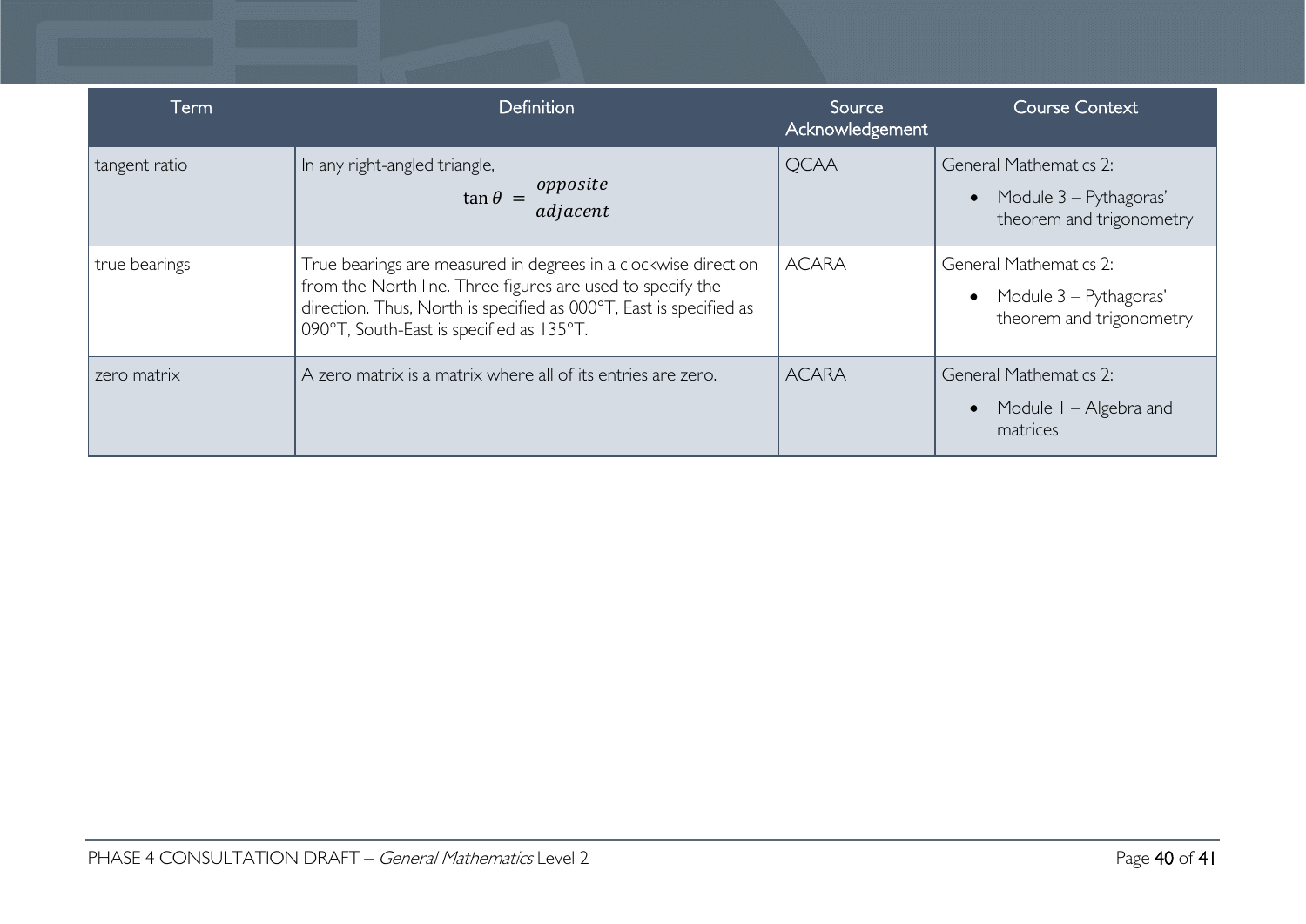| Term | Definition | Source Acknowledgement | Course Context |
| --- | --- | --- | --- |
| tangent ratio | In any right-angled triangle, $$\tan\theta = \frac{opposite}{adjacent}$$ | QCAA | General Mathematics 2: <br>• Module 3 – Pythagoras' theorem and trigonometry |
| true bearings | True bearings are measured in degrees in a clockwise direction from the North line. Three figures are used to specify the direction. Thus, North is specified as 000°T, East is specified as 090°T, South-East is specified as 135°T. | ACARA | General Mathematics 2: <br>• Module 3 – Pythagoras' theorem and trigonometry |
| zero matrix | A zero matrix is a matrix where all of its entries are zero. | ACARA | General Mathematics 2: <br>• Module 1 – Algebra and matrices |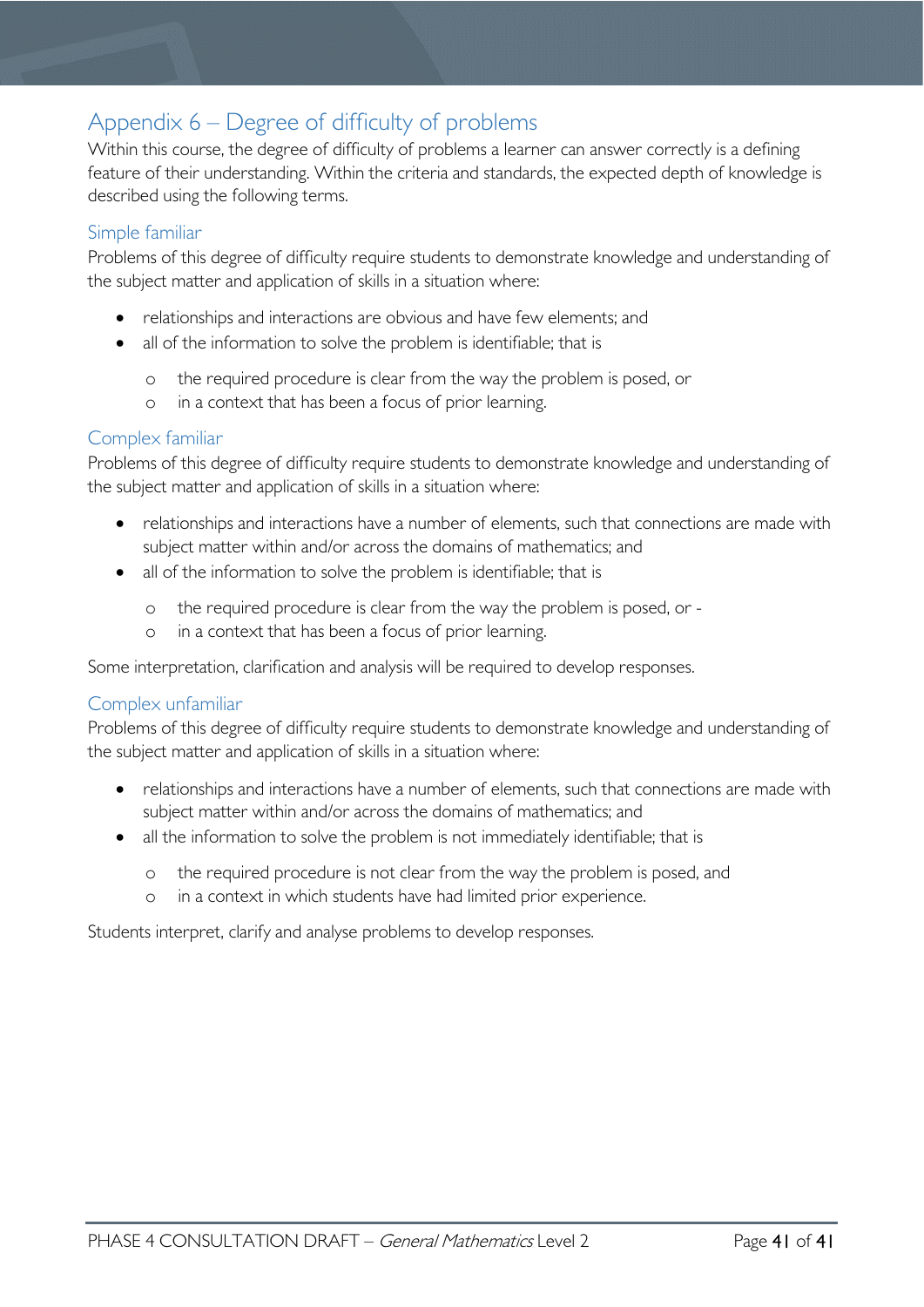## Appendix 6 – Degree of difficulty of problems

Within this course, the degree of difficulty of problems a learner can answer correctly is a defining feature of their understanding. Within the criteria and standards, the expected depth of knowledge is described using the following terms.

### Simple familiar

Problems of this degree of difficulty require students to demonstrate knowledge and understanding of the subject matter and application of skills in a situation where:

- relationships and interactions are obvious and have few elements; and
- all of the information to solve the problem is identifiable; that is
    - the required procedure is clear from the way the problem is posed, or
    - in a context that has been a focus of prior learning.

### Complex familiar

Problems of this degree of difficulty require students to demonstrate knowledge and understanding of the subject matter and application of skills in a situation where:

- relationships and interactions have a number of elements, such that connections are made with subject matter within and/or across the domains of mathematics; and
- all of the information to solve the problem is identifiable; that is
    - the required procedure is clear from the way the problem is posed, or -
    - in a context that has been a focus of prior learning.

Some interpretation, clarification and analysis will be required to develop responses.

### Complex unfamiliar

Problems of this degree of difficulty require students to demonstrate knowledge and understanding of the subject matter and application of skills in a situation where:

- relationships and interactions have a number of elements, such that connections are made with subject matter within and/or across the domains of mathematics; and
- all the information to solve the problem is not immediately identifiable; that is
    - the required procedure is not clear from the way the problem is posed, and
    - in a context in which students have had limited prior experience.

Students interpret, clarify and analyse problems to develop responses.